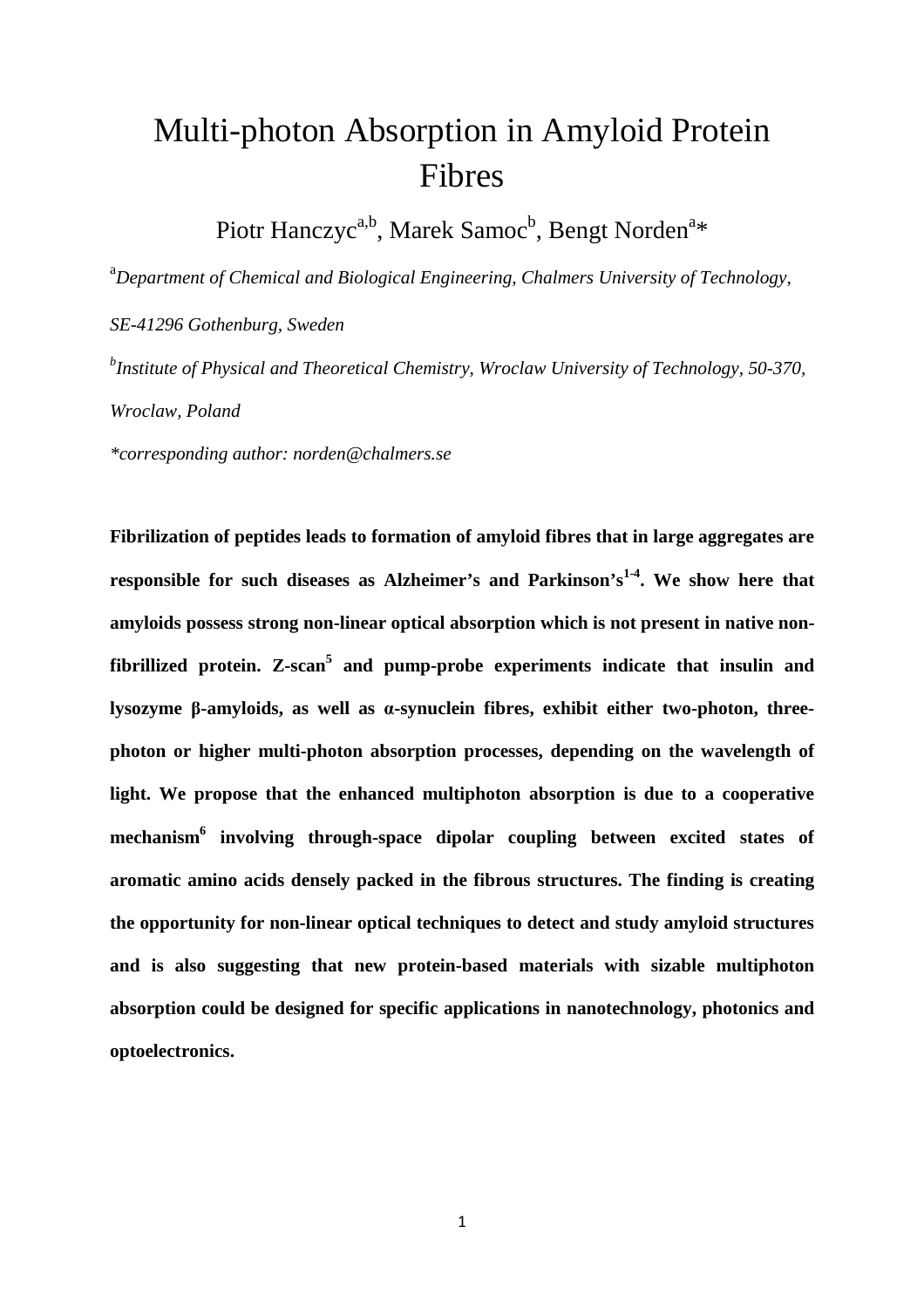# Multi-photon Absorption in Amyloid Protein Fibres

Piotr Hanczyc[a,b], Marek Samoc[b], Bengt Norden[a]*

[a]*Department of Chemical and Biological Engineering, Chalmers University of Technology, SE-41296 Gothenburg, Sweden*

[b]*Institute of Physical and Theoretical Chemistry, Wroclaw University of Technology, 50-370, Wroclaw, Poland*

*\*corresponding author: norden@chalmers.se*

**Fibrilization of peptides leads to formation of amyloid fibres that in large aggregates are responsible for such diseases as Alzheimer's and Parkinson's[1-4]. We show here that amyloids possess strong non-linear optical absorption which is not present in native non-fibrillized protein. Z-scan[5] and pump-probe experiments indicate that insulin and lysozyme β-amyloids, as well as α-synuclein fibres, exhibit either two-photon, three-photon or higher multi-photon absorption processes, depending on the wavelength of light. We propose that the enhanced multiphoton absorption is due to a cooperative mechanism[6] involving through-space dipolar coupling between excited states of aromatic amino acids densely packed in the fibrous structures. The finding is creating the opportunity for non-linear optical techniques to detect and study amyloid structures and is also suggesting that new protein-based materials with sizable multiphoton absorption could be designed for specific applications in nanotechnology, photonics and optoelectronics.**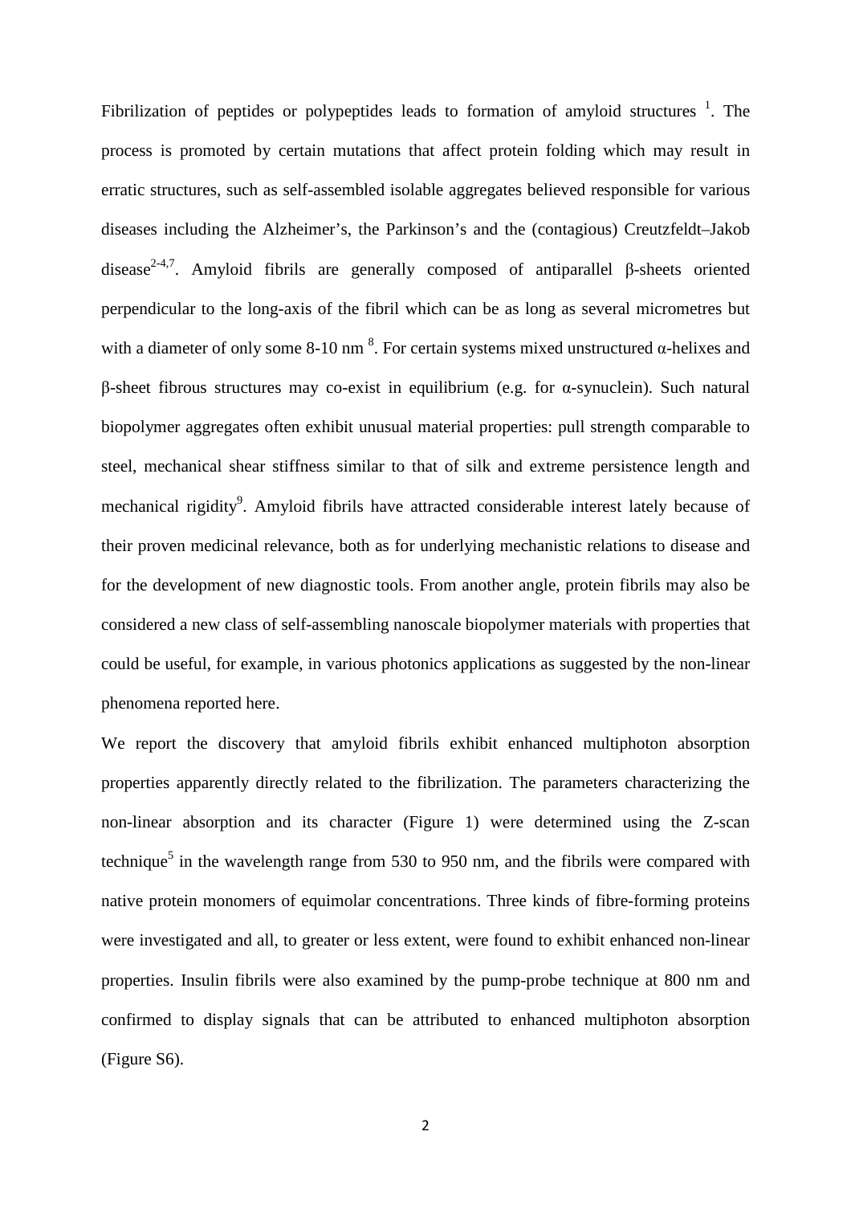Fibrilization of peptides or polypeptides leads to formation of amyloid structures [1]. The process is promoted by certain mutations that affect protein folding which may result in erratic structures, such as self-assembled isolable aggregates believed responsible for various diseases including the Alzheimer's, the Parkinson's and the (contagious) Creutzfeldt–Jakob disease[2-4,7]. Amyloid fibrils are generally composed of antiparallel β-sheets oriented perpendicular to the long-axis of the fibril which can be as long as several micrometres but with a diameter of only some 8-10 nm [8]. For certain systems mixed unstructured α-helixes and β-sheet fibrous structures may co-exist in equilibrium (e.g. for α-synuclein). Such natural biopolymer aggregates often exhibit unusual material properties: pull strength comparable to steel, mechanical shear stiffness similar to that of silk and extreme persistence length and mechanical rigidity[9]. Amyloid fibrils have attracted considerable interest lately because of their proven medicinal relevance, both as for underlying mechanistic relations to disease and for the development of new diagnostic tools. From another angle, protein fibrils may also be considered a new class of self-assembling nanoscale biopolymer materials with properties that could be useful, for example, in various photonics applications as suggested by the non-linear phenomena reported here.

We report the discovery that amyloid fibrils exhibit enhanced multiphoton absorption properties apparently directly related to the fibrilization. The parameters characterizing the non-linear absorption and its character (Figure 1) were determined using the Z-scan technique[5] in the wavelength range from 530 to 950 nm, and the fibrils were compared with native protein monomers of equimolar concentrations. Three kinds of fibre-forming proteins were investigated and all, to greater or less extent, were found to exhibit enhanced non-linear properties. Insulin fibrils were also examined by the pump-probe technique at 800 nm and confirmed to display signals that can be attributed to enhanced multiphoton absorption (Figure S6).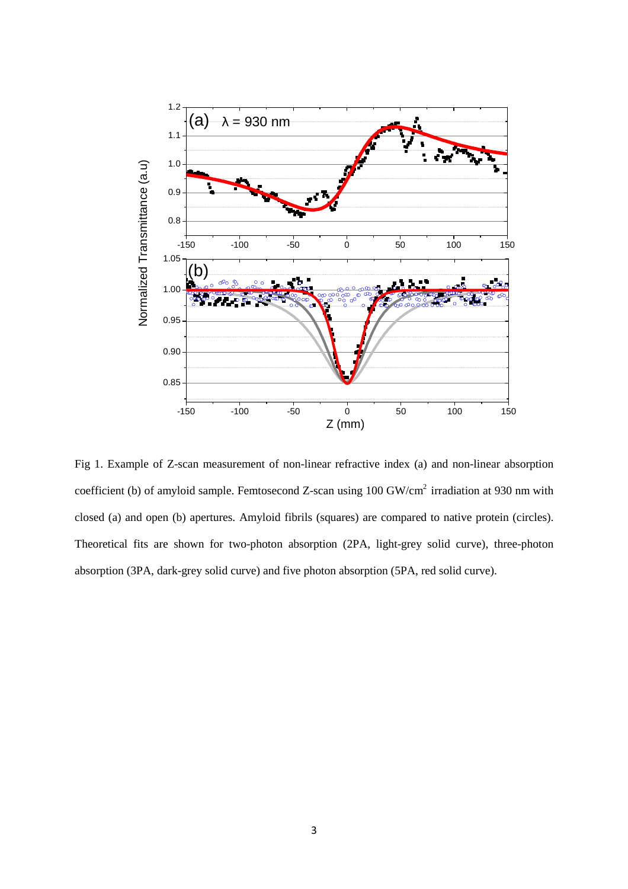Fig 1. Example of Z-scan measurement of non-linear refractive index (a) and non-linear absorption coefficient (b) of amyloid sample. Femtosecond Z-scan using 100 GW/cm$^2$ irradiation at 930 nm with closed (a) and open (b) apertures. Amyloid fibrils (squares) are compared to native protein (circles). Theoretical fits are shown for two-photon absorption (2PA, light-grey solid curve), three-photon absorption (3PA, dark-grey solid curve) and five photon absorption (5PA, red solid curve).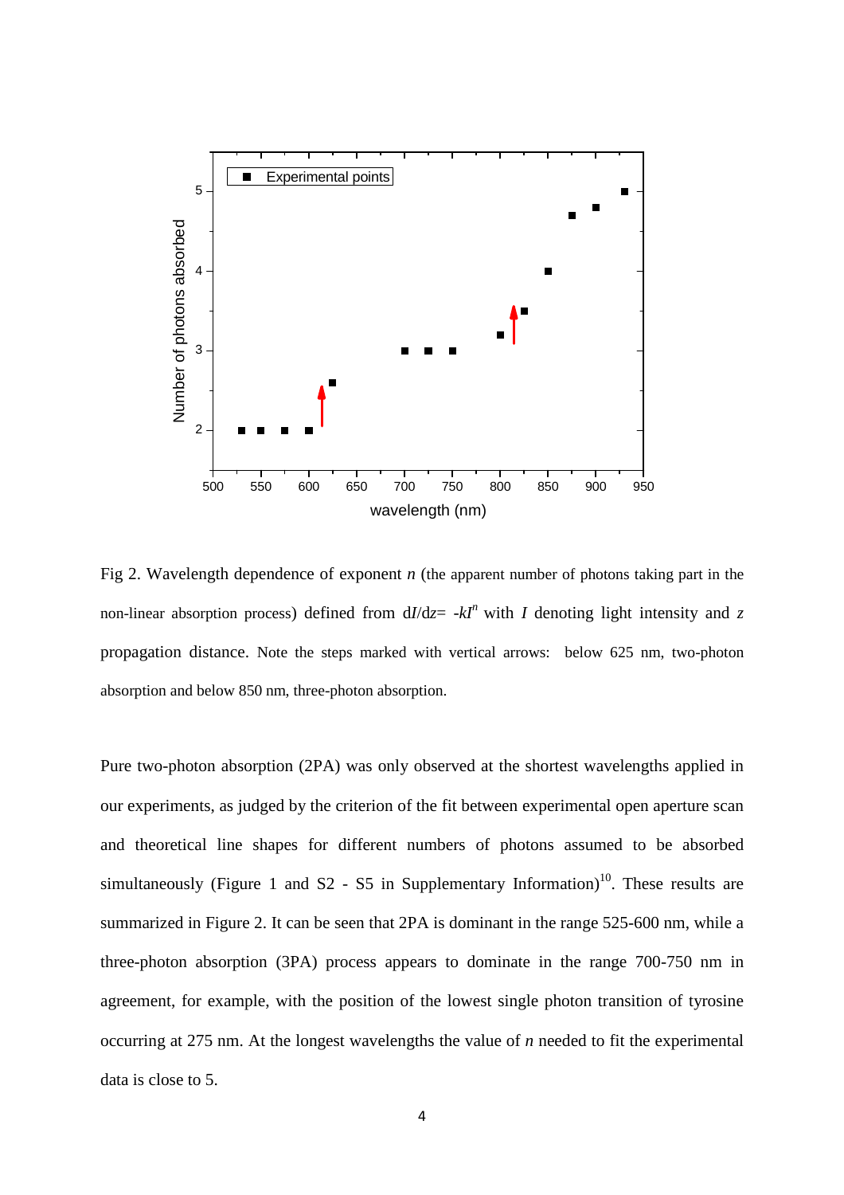Fig 2. Wavelength dependence of exponent $n$ (the apparent number of photons taking part in the non-linear absorption process) defined from $dI/dz = -kI^n$ with $I$ denoting light intensity and $z$ propagation distance. Note the steps marked with vertical arrows: below 625 nm, two-photon absorption and below 850 nm, three-photon absorption.

Pure two-photon absorption (2PA) was only observed at the shortest wavelengths applied in our experiments, as judged by the criterion of the fit between experimental open aperture scan and theoretical line shapes for different numbers of photons assumed to be absorbed simultaneously (Figure 1 and S2 - S5 in Supplementary Information)[10]. These results are summarized in Figure 2. It can be seen that 2PA is dominant in the range 525-600 nm, while a three-photon absorption (3PA) process appears to dominate in the range 700-750 nm in agreement, for example, with the position of the lowest single photon transition of tyrosine occurring at 275 nm. At the longest wavelengths the value of $n$ needed to fit the experimental data is close to 5.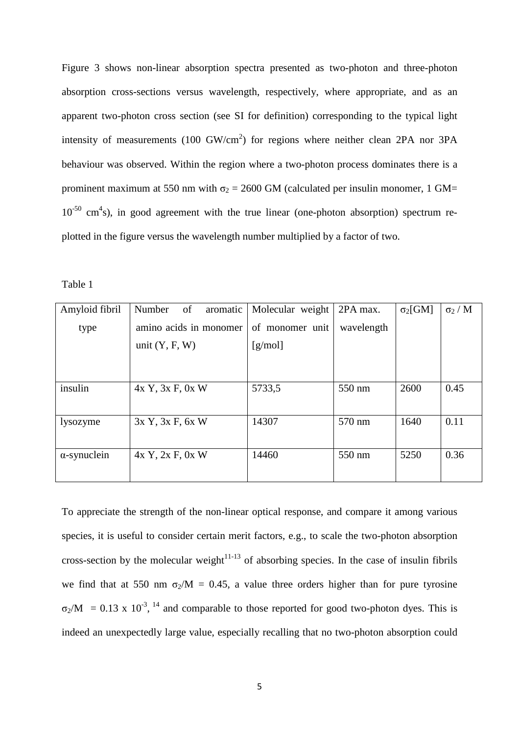Figure 3 shows non-linear absorption spectra presented as two-photon and three-photon absorption cross-sections versus wavelength, respectively, where appropriate, and as an apparent two-photon cross section (see SI for definition) corresponding to the typical light intensity of measurements (100 GW/cm$^2$) for regions where neither clean 2PA nor 3PA behaviour was observed. Within the region where a two-photon process dominates there is a prominent maximum at 550 nm with $\sigma_2$ = 2600 GM (calculated per insulin monomer, 1 GM= $10^{-50}$ cm$^4$s), in good agreement with the true linear (one-photon absorption) spectrum re-plotted in the figure versus the wavelength number multiplied by a factor of two.

Table 1

| Amyloid fibril type | Number of aromatic amino acids in monomer unit (Y, F, W) | Molecular weight of monomer unit [g/mol] | 2PA max. wavelength | $\sigma_2$[GM] | $\sigma_2$ / M |
|---|---|---|---|---|---|
| insulin | 4x Y, 3x F, 0x W | 5733,5 | 550 nm | 2600 | 0.45 |
| lysozyme | 3x Y, 3x F, 6x W | 14307 | 570 nm | 1640 | 0.11 |
| α-synuclein | 4x Y, 2x F, 0x W | 14460 | 550 nm | 5250 | 0.36 |

To appreciate the strength of the non-linear optical response, and compare it among various species, it is useful to consider certain merit factors, e.g., to scale the two-photon absorption cross-section by the molecular weight[11-13] of absorbing species. In the case of insulin fibrils we find that at 550 nm $\sigma_2$/M = 0.45, a value three orders higher than for pure tyrosine $\sigma_2$/M = 0.13 x $10^{-3}$, [14] and comparable to those reported for good two-photon dyes. This is indeed an unexpectedly large value, especially recalling that no two-photon absorption could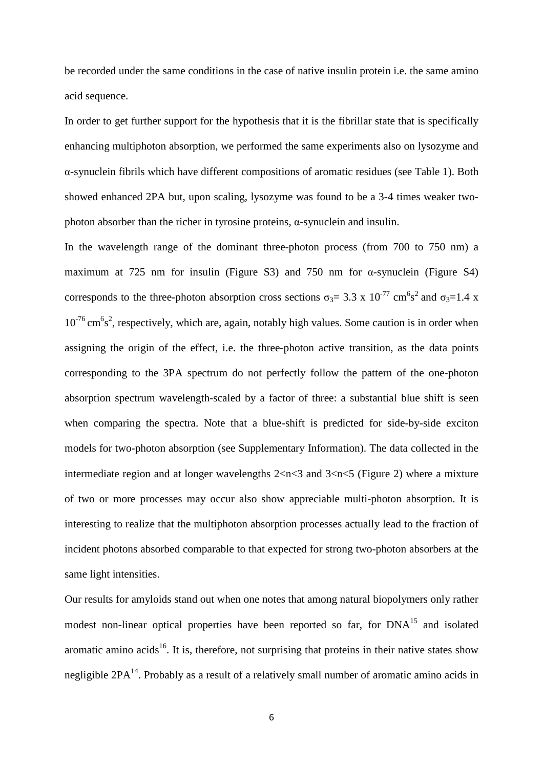be recorded under the same conditions in the case of native insulin protein i.e. the same amino acid sequence.

In order to get further support for the hypothesis that it is the fibrillar state that is specifically enhancing multiphoton absorption, we performed the same experiments also on lysozyme and α-synuclein fibrils which have different compositions of aromatic residues (see Table 1). Both showed enhanced 2PA but, upon scaling, lysozyme was found to be a 3-4 times weaker two-photon absorber than the richer in tyrosine proteins, α-synuclein and insulin.

In the wavelength range of the dominant three-photon process (from 700 to 750 nm) a maximum at 725 nm for insulin (Figure S3) and 750 nm for α-synuclein (Figure S4) corresponds to the three-photon absorption cross sections $\sigma_3 = 3.3 \times 10^{-77}$ $cm^6s^2$ and $\sigma_3 = 1.4 \times 10^{-76}$ $cm^6s^2$, respectively, which are, again, notably high values. Some caution is in order when assigning the origin of the effect, i.e. the three-photon active transition, as the data points corresponding to the 3PA spectrum do not perfectly follow the pattern of the one-photon absorption spectrum wavelength-scaled by a factor of three: a substantial blue shift is seen when comparing the spectra. Note that a blue-shift is predicted for side-by-side exciton models for two-photon absorption (see Supplementary Information). The data collected in the intermediate region and at longer wavelengths $2<n<3$ and $3<n<5$ (Figure 2) where a mixture of two or more processes may occur also show appreciable multi-photon absorption. It is interesting to realize that the multiphoton absorption processes actually lead to the fraction of incident photons absorbed comparable to that expected for strong two-photon absorbers at the same light intensities.

Our results for amyloids stand out when one notes that among natural biopolymers only rather modest non-linear optical properties have been reported so far, for DNA[15] and isolated aromatic amino acids[16]. It is, therefore, not surprising that proteins in their native states show negligible 2PA[14]. Probably as a result of a relatively small number of aromatic amino acids in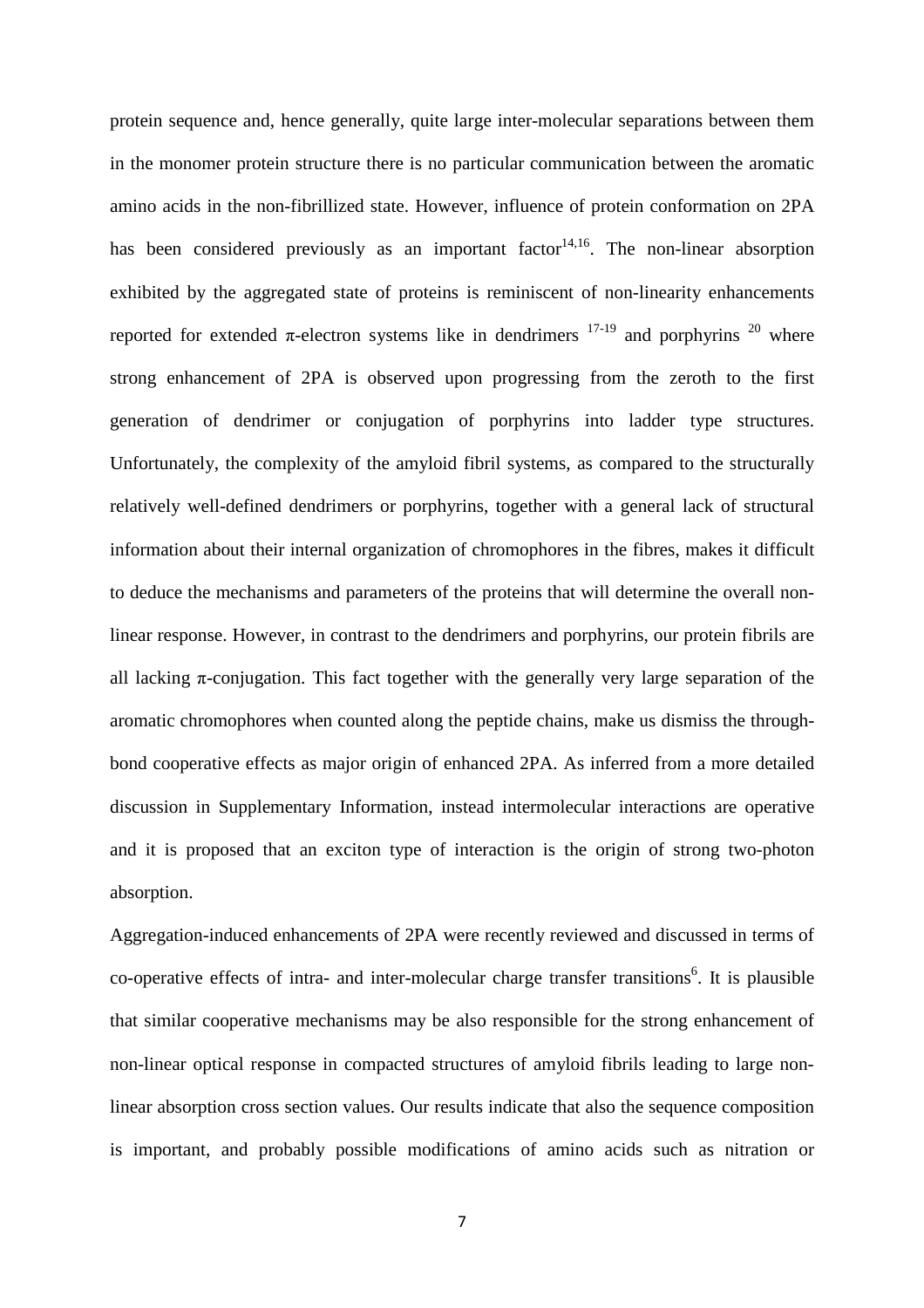protein sequence and, hence generally, quite large inter-molecular separations between them in the monomer protein structure there is no particular communication between the aromatic amino acids in the non-fibrillized state. However, influence of protein conformation on 2PA has been considered previously as an important factor[14,16]. The non-linear absorption exhibited by the aggregated state of proteins is reminiscent of non-linearity enhancements reported for extended π-electron systems like in dendrimers [17-19] and porphyrins [20] where strong enhancement of 2PA is observed upon progressing from the zeroth to the first generation of dendrimer or conjugation of porphyrins into ladder type structures. Unfortunately, the complexity of the amyloid fibril systems, as compared to the structurally relatively well-defined dendrimers or porphyrins, together with a general lack of structural information about their internal organization of chromophores in the fibres, makes it difficult to deduce the mechanisms and parameters of the proteins that will determine the overall non-linear response. However, in contrast to the dendrimers and porphyrins, our protein fibrils are all lacking π-conjugation. This fact together with the generally very large separation of the aromatic chromophores when counted along the peptide chains, make us dismiss the through-bond cooperative effects as major origin of enhanced 2PA. As inferred from a more detailed discussion in Supplementary Information, instead intermolecular interactions are operative and it is proposed that an exciton type of interaction is the origin of strong two-photon absorption.

Aggregation-induced enhancements of 2PA were recently reviewed and discussed in terms of co-operative effects of intra- and inter-molecular charge transfer transitions[6]. It is plausible that similar cooperative mechanisms may be also responsible for the strong enhancement of non-linear optical response in compacted structures of amyloid fibrils leading to large non-linear absorption cross section values. Our results indicate that also the sequence composition is important, and probably possible modifications of amino acids such as nitration or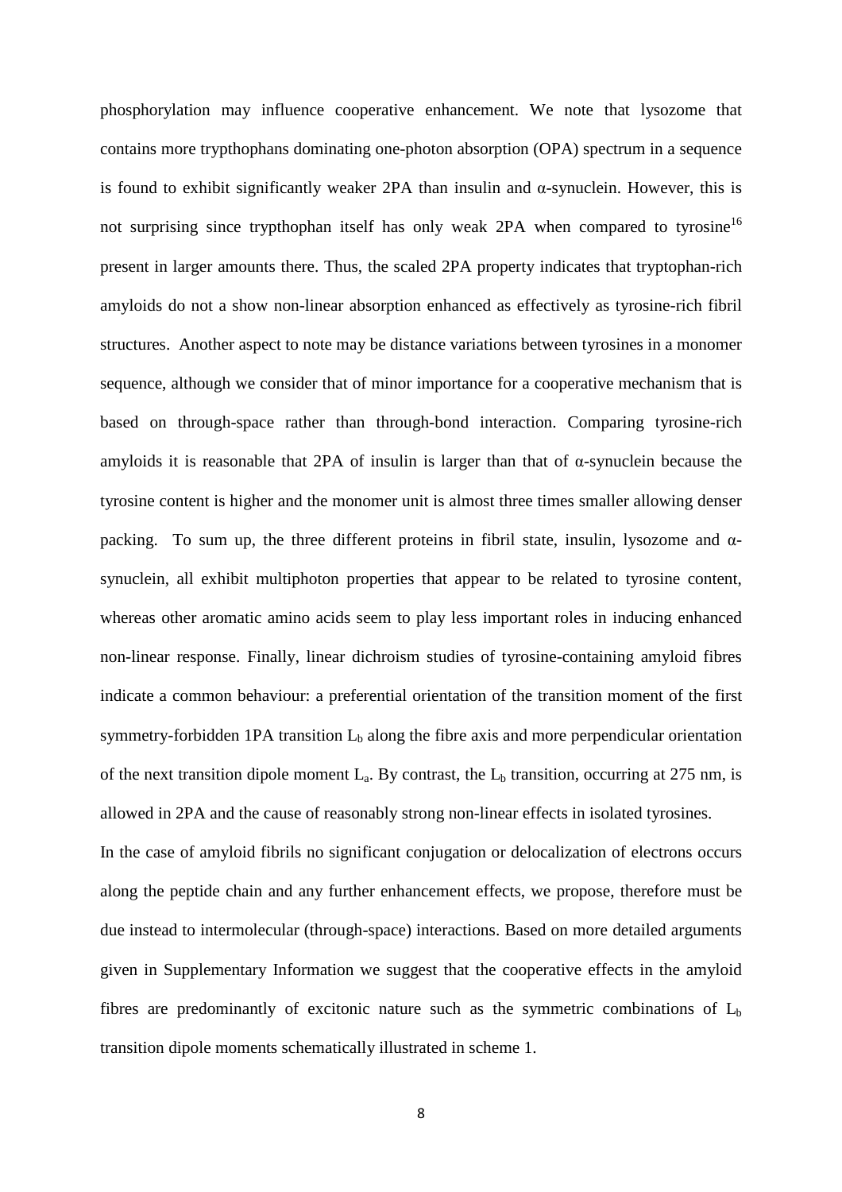phosphorylation may influence cooperative enhancement. We note that lysozome that contains more trypthophans dominating one-photon absorption (OPA) spectrum in a sequence is found to exhibit significantly weaker 2PA than insulin and α-synuclein. However, this is not surprising since trypthophan itself has only weak 2PA when compared to tyrosine[16] present in larger amounts there. Thus, the scaled 2PA property indicates that tryptophan-rich amyloids do not a show non-linear absorption enhanced as effectively as tyrosine-rich fibril structures. Another aspect to note may be distance variations between tyrosines in a monomer sequence, although we consider that of minor importance for a cooperative mechanism that is based on through-space rather than through-bond interaction. Comparing tyrosine-rich amyloids it is reasonable that 2PA of insulin is larger than that of α-synuclein because the tyrosine content is higher and the monomer unit is almost three times smaller allowing denser packing. To sum up, the three different proteins in fibril state, insulin, lysozome and α-synuclein, all exhibit multiphoton properties that appear to be related to tyrosine content, whereas other aromatic amino acids seem to play less important roles in inducing enhanced non-linear response. Finally, linear dichroism studies of tyrosine-containing amyloid fibres indicate a common behaviour: a preferential orientation of the transition moment of the first symmetry-forbidden 1PA transition $L_b$ along the fibre axis and more perpendicular orientation of the next transition dipole moment $L_a$. By contrast, the $L_b$ transition, occurring at 275 nm, is allowed in 2PA and the cause of reasonably strong non-linear effects in isolated tyrosines.

In the case of amyloid fibrils no significant conjugation or delocalization of electrons occurs along the peptide chain and any further enhancement effects, we propose, therefore must be due instead to intermolecular (through-space) interactions. Based on more detailed arguments given in Supplementary Information we suggest that the cooperative effects in the amyloid fibres are predominantly of excitonic nature such as the symmetric combinations of $L_b$ transition dipole moments schematically illustrated in scheme 1.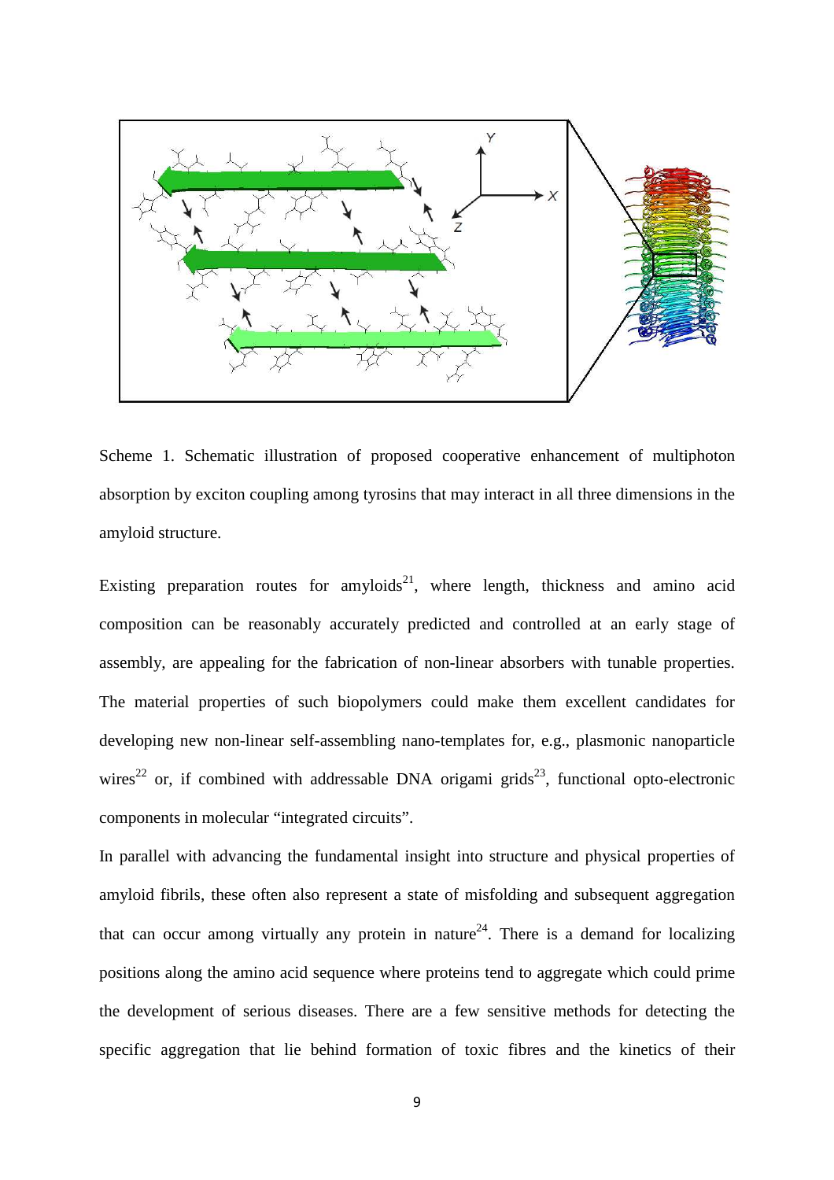Scheme 1. Schematic illustration of proposed cooperative enhancement of multiphoton absorption by exciton coupling among tyrosins that may interact in all three dimensions in the amyloid structure.

Existing preparation routes for amyloids[21], where length, thickness and amino acid composition can be reasonably accurately predicted and controlled at an early stage of assembly, are appealing for the fabrication of non-linear absorbers with tunable properties. The material properties of such biopolymers could make them excellent candidates for developing new non-linear self-assembling nano-templates for, e.g., plasmonic nanoparticle wires[22] or, if combined with addressable DNA origami grids[23], functional opto-electronic components in molecular "integrated circuits".

In parallel with advancing the fundamental insight into structure and physical properties of amyloid fibrils, these often also represent a state of misfolding and subsequent aggregation that can occur among virtually any protein in nature[24]. There is a demand for localizing positions along the amino acid sequence where proteins tend to aggregate which could prime the development of serious diseases. There are a few sensitive methods for detecting the specific aggregation that lie behind formation of toxic fibres and the kinetics of their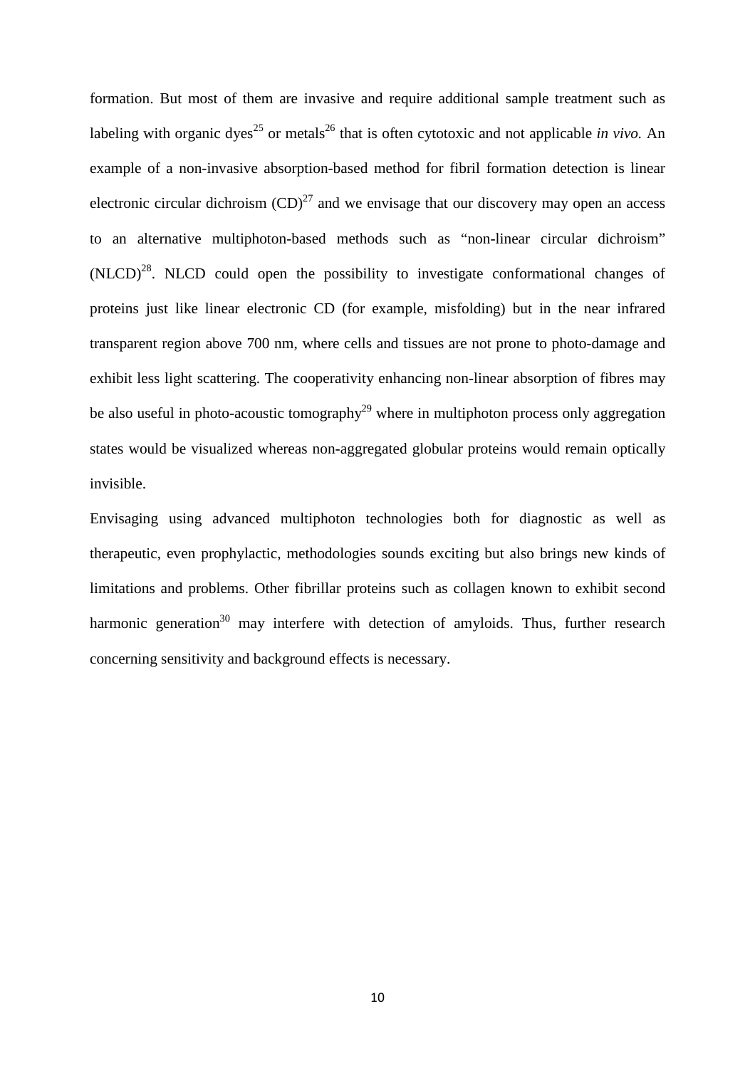formation. But most of them are invasive and require additional sample treatment such as labeling with organic dyes[25] or metals[26] that is often cytotoxic and not applicable *in vivo.* An example of a non-invasive absorption-based method for fibril formation detection is linear electronic circular dichroism (CD)[27] and we envisage that our discovery may open an access to an alternative multiphoton-based methods such as “non-linear circular dichroism” (NLCD)[28]. NLCD could open the possibility to investigate conformational changes of proteins just like linear electronic CD (for example, misfolding) but in the near infrared transparent region above 700 nm, where cells and tissues are not prone to photo-damage and exhibit less light scattering. The cooperativity enhancing non-linear absorption of fibres may be also useful in photo-acoustic tomography[29] where in multiphoton process only aggregation states would be visualized whereas non-aggregated globular proteins would remain optically invisible.

Envisaging using advanced multiphoton technologies both for diagnostic as well as therapeutic, even prophylactic, methodologies sounds exciting but also brings new kinds of limitations and problems. Other fibrillar proteins such as collagen known to exhibit second harmonic generation[30] may interfere with detection of amyloids. Thus, further research concerning sensitivity and background effects is necessary.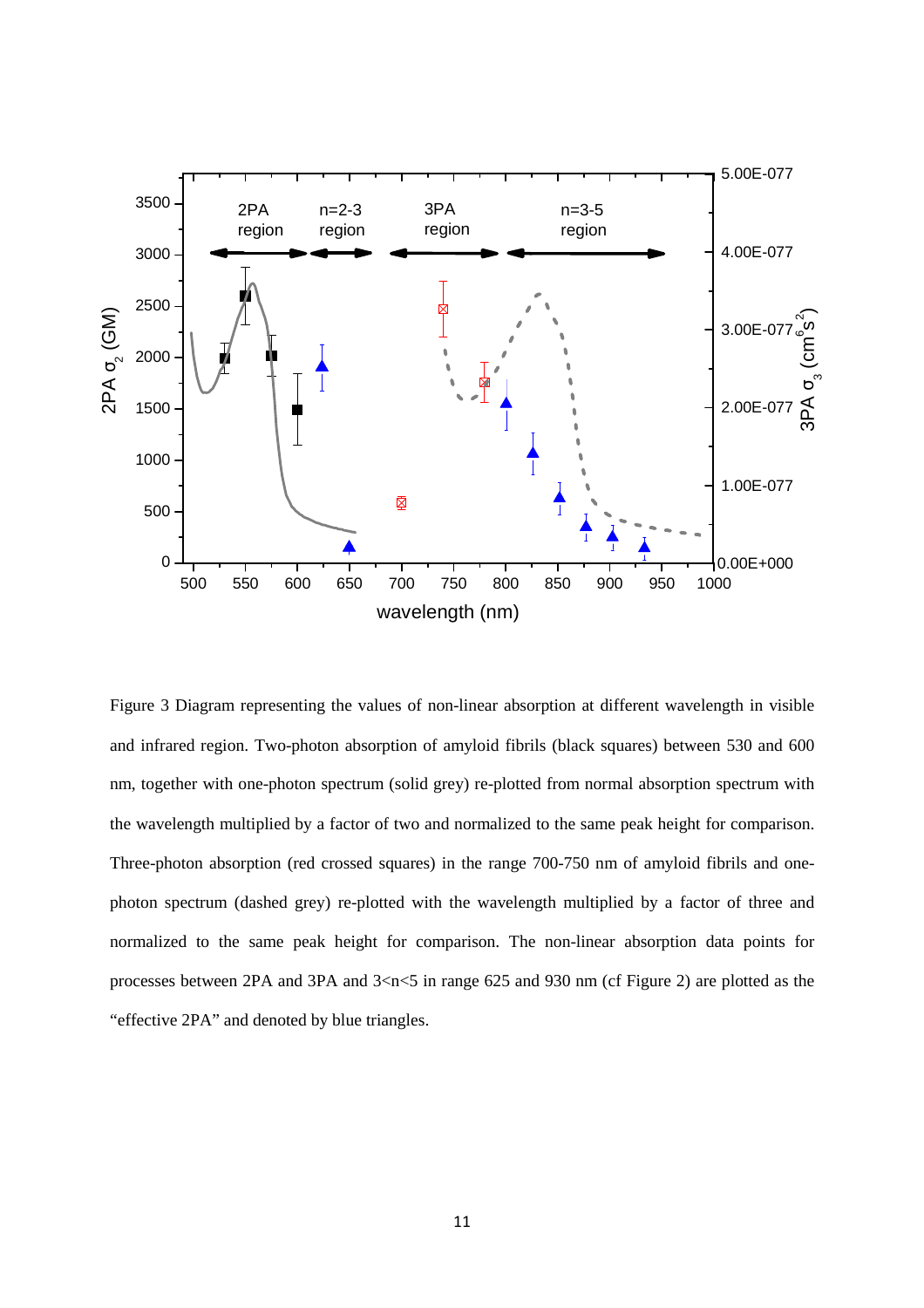Figure 3 Diagram representing the values of non-linear absorption at different wavelength in visible and infrared region. Two-photon absorption of amyloid fibrils (black squares) between 530 and 600 nm, together with one-photon spectrum (solid grey) re-plotted from normal absorption spectrum with the wavelength multiplied by a factor of two and normalized to the same peak height for comparison. Three-photon absorption (red crossed squares) in the range 700-750 nm of amyloid fibrils and one-photon spectrum (dashed grey) re-plotted with the wavelength multiplied by a factor of three and normalized to the same peak height for comparison. The non-linear absorption data points for processes between 2PA and 3PA and 3<n<5 in range 625 and 930 nm (cf Figure 2) are plotted as the "effective 2PA" and denoted by blue triangles.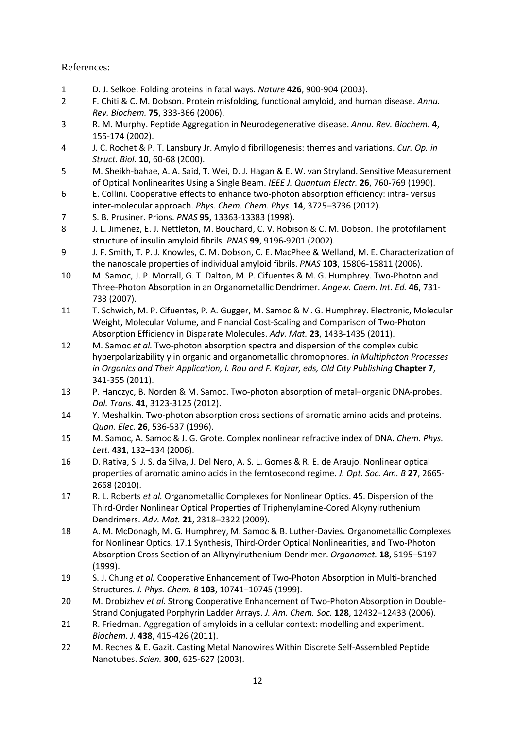References:

1. D. J. Selkoe. Folding proteins in fatal ways. *Nature* **426**, 900-904 (2003).
2. F. Chiti & C. M. Dobson. Protein misfolding, functional amyloid, and human disease. *Annu. Rev. Biochem.* **75**, 333-366 (2006).
3. R. M. Murphy. Peptide Aggregation in Neurodegenerative disease. *Annu. Rev. Biochem.* **4**, 155-174 (2002).
4. J. C. Rochet & P. T. Lansbury Jr. Amyloid fibrillogenesis: themes and variations. *Cur. Op. in Struct. Biol.* **10**, 60-68 (2000).
5. M. Sheikh-bahae, A. A. Said, T. Wei, D. J. Hagan & E. W. van Stryland. Sensitive Measurement of Optical Nonlinearites Using a Single Beam. *IEEE J. Quantum Electr.* **26**, 760-769 (1990).
6. E. Collini. Cooperative effects to enhance two-photon absorption efficiency: intra- versus inter-molecular approach. *Phys. Chem. Chem. Phys.* **14**, 3725–3736 (2012).
7. S. B. Prusiner. Prions. *PNAS* **95**, 13363-13383 (1998).
8. J. L. Jimenez, E. J. Nettleton, M. Bouchard, C. V. Robison & C. M. Dobson. The protofilament structure of insulin amyloid fibrils. *PNAS* **99**, 9196-9201 (2002).
9. J. F. Smith, T. P. J. Knowles, C. M. Dobson, C. E. MacPhee & Welland, M. E. Characterization of the nanoscale properties of individual amyloid fibrils. *PNAS* **103**, 15806-15811 (2006).
10. M. Samoc, J. P. Morrall, G. T. Dalton, M. P. Cifuentes & M. G. Humphrey. Two-Photon and Three-Photon Absorption in an Organometallic Dendrimer. *Angew. Chem. Int. Ed.* **46**, 731-733 (2007).
11. T. Schwich, M. P. Cifuentes, P. A. Gugger, M. Samoc & M. G. Humphrey. Electronic, Molecular Weight, Molecular Volume, and Financial Cost-Scaling and Comparison of Two-Photon Absorption Efficiency in Disparate Molecules. *Adv. Mat.* **23**, 1433-1435 (2011).
12. M. Samoc *et al.* Two-photon absorption spectra and dispersion of the complex cubic hyperpolarizability γ in organic and organometallic chromophores. *in Multiphoton Processes in Organics and Their Application, I. Rau and F. Kajzar, eds, Old City Publishing* **Chapter 7**, 341-355 (2011).
13. P. Hanczyc, B. Norden & M. Samoc. Two-photon absorption of metal–organic DNA-probes. *Dal. Trans.* **41**, 3123-3125 (2012).
14. Y. Meshalkin. Two-photon absorption cross sections of aromatic amino acids and proteins. *Quan. Elec.* **26**, 536-537 (1996).
15. M. Samoc, A. Samoc & J. G. Grote. Complex nonlinear refractive index of DNA. *Chem. Phys. Lett.* **431**, 132–134 (2006).
16. D. Rativa, S. J. S. da Silva, J. Del Nero, A. S. L. Gomes & R. E. de Araujo. Nonlinear optical properties of aromatic amino acids in the femtosecond regime. *J. Opt. Soc. Am. B* **27**, 2665-2668 (2010).
17. R. L. Roberts *et al.* Organometallic Complexes for Nonlinear Optics. 45. Dispersion of the Third-Order Nonlinear Optical Properties of Triphenylamine-Cored Alkynylruthenium Dendrimers. *Adv. Mat.* **21**, 2318–2322 (2009).
18. A. M. McDonagh, M. G. Humphrey, M. Samoc & B. Luther-Davies. Organometallic Complexes for Nonlinear Optics. 17.1 Synthesis, Third-Order Optical Nonlinearities, and Two-Photon Absorption Cross Section of an Alkynylruthenium Dendrimer. *Organomet.* **18**, 5195–5197 (1999).
19. S. J. Chung *et al.* Cooperative Enhancement of Two-Photon Absorption in Multi-branched Structures. *J. Phys. Chem. B* **103**, 10741–10745 (1999).
20. M. Drobizhev *et al.* Strong Cooperative Enhancement of Two-Photon Absorption in Double-Strand Conjugated Porphyrin Ladder Arrays. *J. Am. Chem. Soc.* **128**, 12432–12433 (2006).
21. R. Friedman. Aggregation of amyloids in a cellular context: modelling and experiment. *Biochem. J.* **438**, 415-426 (2011).
22. M. Reches & E. Gazit. Casting Metal Nanowires Within Discrete Self-Assembled Peptide Nanotubes. *Scien.* **300**, 625-627 (2003).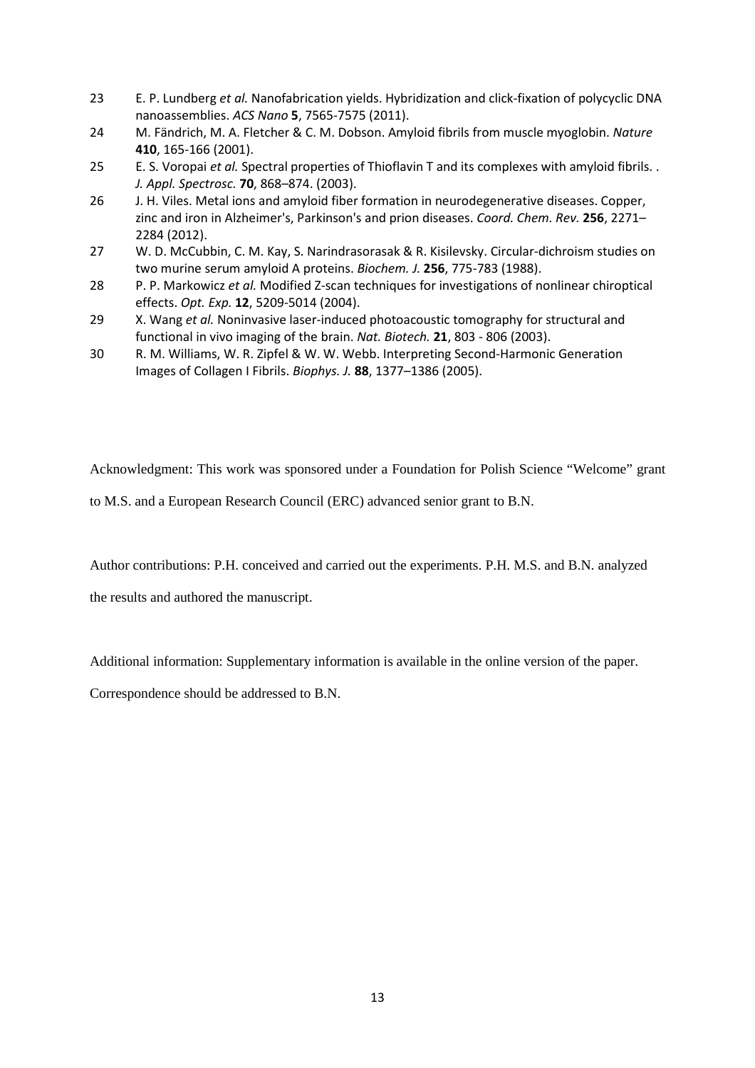23 E. P. Lundberg *et al.* Nanofabrication yields. Hybridization and click-fixation of polycyclic DNA nanoassemblies. *ACS Nano* **5**, 7565-7575 (2011).

24 M. Fändrich, M. A. Fletcher & C. M. Dobson. Amyloid fibrils from muscle myoglobin. *Nature* **410**, 165-166 (2001).

25 E. S. Voropai *et al.* Spectral properties of Thioflavin T and its complexes with amyloid fibrils. . *J. Appl. Spectrosc.* **70**, 868–874. (2003).

26 J. H. Viles. Metal ions and amyloid fiber formation in neurodegenerative diseases. Copper, zinc and iron in Alzheimer's, Parkinson's and prion diseases. *Coord. Chem. Rev.* **256**, 2271–2284 (2012).

27 W. D. McCubbin, C. M. Kay, S. Narindrasorasak & R. Kisilevsky. Circular-dichroism studies on two murine serum amyloid A proteins. *Biochem. J.* **256**, 775-783 (1988).

28 P. P. Markowicz *et al.* Modified Z-scan techniques for investigations of nonlinear chiroptical effects. *Opt. Exp.* **12**, 5209-5014 (2004).

29 X. Wang *et al.* Noninvasive laser-induced photoacoustic tomography for structural and functional in vivo imaging of the brain. *Nat. Biotech.* **21**, 803 - 806 (2003).

30 R. M. Williams, W. R. Zipfel & W. W. Webb. Interpreting Second-Harmonic Generation Images of Collagen I Fibrils. *Biophys. J.* **88**, 1377–1386 (2005).

Acknowledgment: This work was sponsored under a Foundation for Polish Science "Welcome" grant to M.S. and a European Research Council (ERC) advanced senior grant to B.N.

Author contributions: P.H. conceived and carried out the experiments. P.H. M.S. and B.N. analyzed the results and authored the manuscript.

Additional information: Supplementary information is available in the online version of the paper. Correspondence should be addressed to B.N.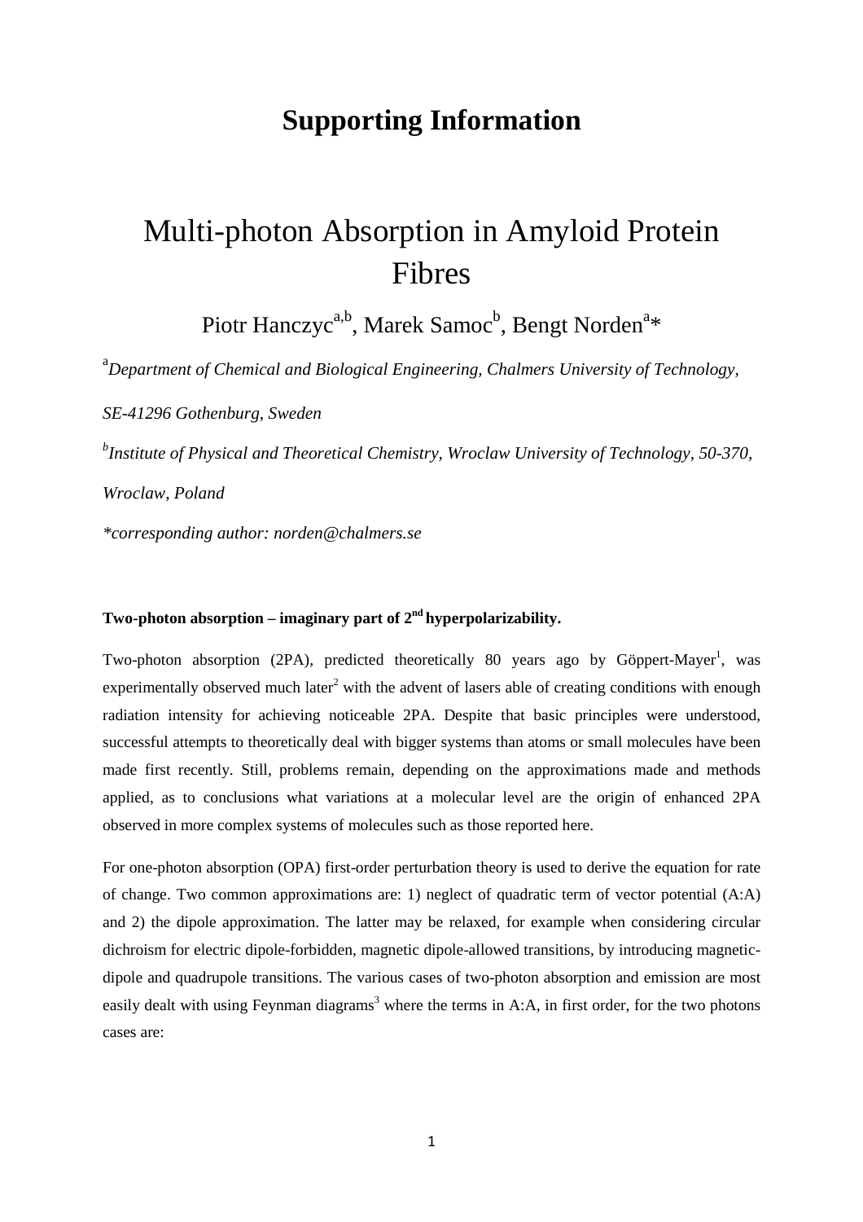# Supporting Information

# Multi-photon Absorption in Amyloid Protein Fibres

Piotr Hanczyc[a,b], Marek Samoc[b], Bengt Norden[a]*

[a]*Department of Chemical and Biological Engineering, Chalmers University of Technology, SE-41296 Gothenburg, Sweden*

[b]*Institute of Physical and Theoretical Chemistry, Wroclaw University of Technology, 50-370, Wroclaw, Poland*

*\*corresponding author: norden@chalmers.se*

**Two-photon absorption – imaginary part of 2[nd] hyperpolarizability.**

Two-photon absorption (2PA), predicted theoretically 80 years ago by Göppert-Mayer[1], was experimentally observed much later[2] with the advent of lasers able of creating conditions with enough radiation intensity for achieving noticeable 2PA. Despite that basic principles were understood, successful attempts to theoretically deal with bigger systems than atoms or small molecules have been made first recently. Still, problems remain, depending on the approximations made and methods applied, as to conclusions what variations at a molecular level are the origin of enhanced 2PA observed in more complex systems of molecules such as those reported here.

For one-photon absorption (OPA) first-order perturbation theory is used to derive the equation for rate of change. Two common approximations are: 1) neglect of quadratic term of vector potential (A:A) and 2) the dipole approximation. The latter may be relaxed, for example when considering circular dichroism for electric dipole-forbidden, magnetic dipole-allowed transitions, by introducing magnetic-dipole and quadrupole transitions. The various cases of two-photon absorption and emission are most easily dealt with using Feynman diagrams[3] where the terms in A:A, in first order, for the two photons cases are: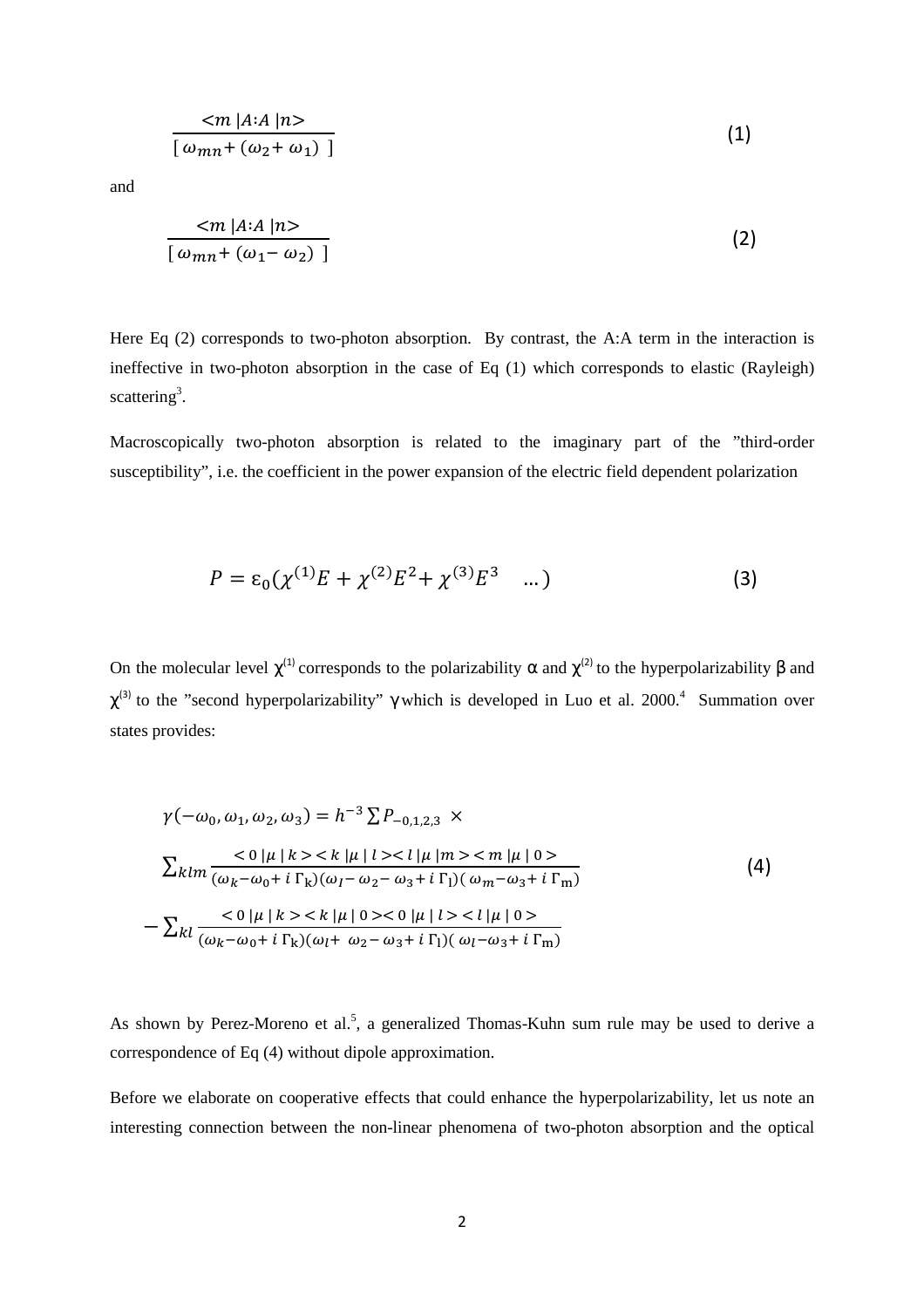$$\frac{<m\,|A{:}A\,|n>}{[\,\omega_{mn}+(\omega_2+\omega_1)\,]} \tag{1}$$

and

$$\frac{<m\,|A{:}A\,|n>}{[\,\omega_{mn}+(\omega_1-\omega_2)\,]} \tag{2}$$

Here Eq (2) corresponds to two-photon absorption. By contrast, the A:A term in the interaction is ineffective in two-photon absorption in the case of Eq (1) which corresponds to elastic (Rayleigh) scattering[3].

Macroscopically two-photon absorption is related to the imaginary part of the "third-order susceptibility", i.e. the coefficient in the power expansion of the electric field dependent polarization

$$P = \varepsilon_0(\chi^{(1)}E + \chi^{(2)}E^2 + \chi^{(3)}E^3 \quad \dots) \tag{3}$$

On the molecular level $\chi^{(1)}$ corresponds to the polarizability $\alpha$ and $\chi^{(2)}$ to the hyperpolarizability $\beta$ and $\chi^{(3)}$ to the "second hyperpolarizability" $\gamma$ which is developed in Luo et al. 2000.[4] Summation over states provides:

$$\begin{aligned}
&\gamma(-\omega_0,\omega_1,\omega_2,\omega_3) = h^{-3}\sum P_{-0,1,2,3}\ \times \\
&\sum_{klm}\frac{<0\,|\mu\,|\,k><k\,|\mu\,|\,l><l\,|\mu\,|m><m\,|\mu\,|\,0>}{(\omega_k-\omega_0+i\,\Gamma_k)(\omega_l-\omega_2-\omega_3+i\,\Gamma_l)(\,\omega_m-\omega_3+i\,\Gamma_m)} \\
&-\sum_{kl}\frac{<0\,|\mu\,|\,k><k\,|\mu\,|\,0><0\,|\mu\,|\,l><l\,|\mu\,|\,0>}{(\omega_k-\omega_0+i\,\Gamma_k)(\omega_l+\ \omega_2-\omega_3+i\,\Gamma_l)(\,\omega_l-\omega_3+i\,\Gamma_m)}
\end{aligned} \tag{4}$$

As shown by Perez-Moreno et al.[5], a generalized Thomas-Kuhn sum rule may be used to derive a correspondence of Eq (4) without dipole approximation.

Before we elaborate on cooperative effects that could enhance the hyperpolarizability, let us note an interesting connection between the non-linear phenomena of two-photon absorption and the optical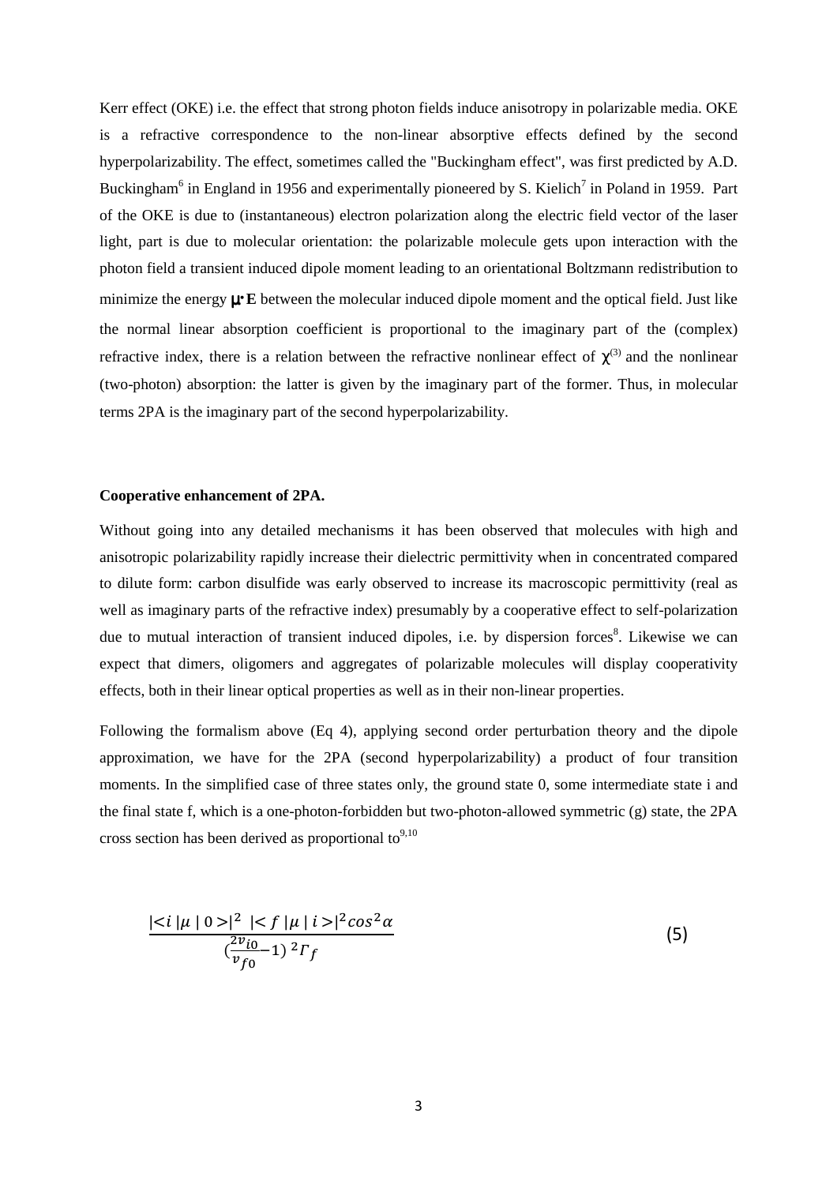Kerr effect (OKE) i.e. the effect that strong photon fields induce anisotropy in polarizable media. OKE is a refractive correspondence to the non-linear absorptive effects defined by the second hyperpolarizability. The effect, sometimes called the "Buckingham effect", was first predicted by A.D. Buckingham[6] in England in 1956 and experimentally pioneered by S. Kielich[7] in Poland in 1959. Part of the OKE is due to (instantaneous) electron polarization along the electric field vector of the laser light, part is due to molecular orientation: the polarizable molecule gets upon interaction with the photon field a transient induced dipole moment leading to an orientational Boltzmann redistribution to minimize the energy $\mathbf{\mu}\cdot\mathbf{E}$ between the molecular induced dipole moment and the optical field. Just like the normal linear absorption coefficient is proportional to the imaginary part of the (complex) refractive index, there is a relation between the refractive nonlinear effect of $\chi^{(3)}$ and the nonlinear (two-photon) absorption: the latter is given by the imaginary part of the former. Thus, in molecular terms 2PA is the imaginary part of the second hyperpolarizability.

**Cooperative enhancement of 2PA.**

Without going into any detailed mechanisms it has been observed that molecules with high and anisotropic polarizability rapidly increase their dielectric permittivity when in concentrated compared to dilute form: carbon disulfide was early observed to increase its macroscopic permittivity (real as well as imaginary parts of the refractive index) presumably by a cooperative effect to self-polarization due to mutual interaction of transient induced dipoles, i.e. by dispersion forces[8]. Likewise we can expect that dimers, oligomers and aggregates of polarizable molecules will display cooperativity effects, both in their linear optical properties as well as in their non-linear properties.

Following the formalism above (Eq 4), applying second order perturbation theory and the dipole approximation, we have for the 2PA (second hyperpolarizability) a product of four transition moments. In the simplified case of three states only, the ground state 0, some intermediate state i and the final state f, which is a one-photon-forbidden but two-photon-allowed symmetric (g) state, the 2PA cross section has been derived as proportional to[9,10]

$$\frac{|<i\,|\mu\,|\,0>|^2\ \ |<f\,|\mu\,|\,i>|^2 \cos^2\alpha}{(\frac{2v_{i0}}{v_{f0}}-1)^{\,2}\Gamma_f} \tag{5}$$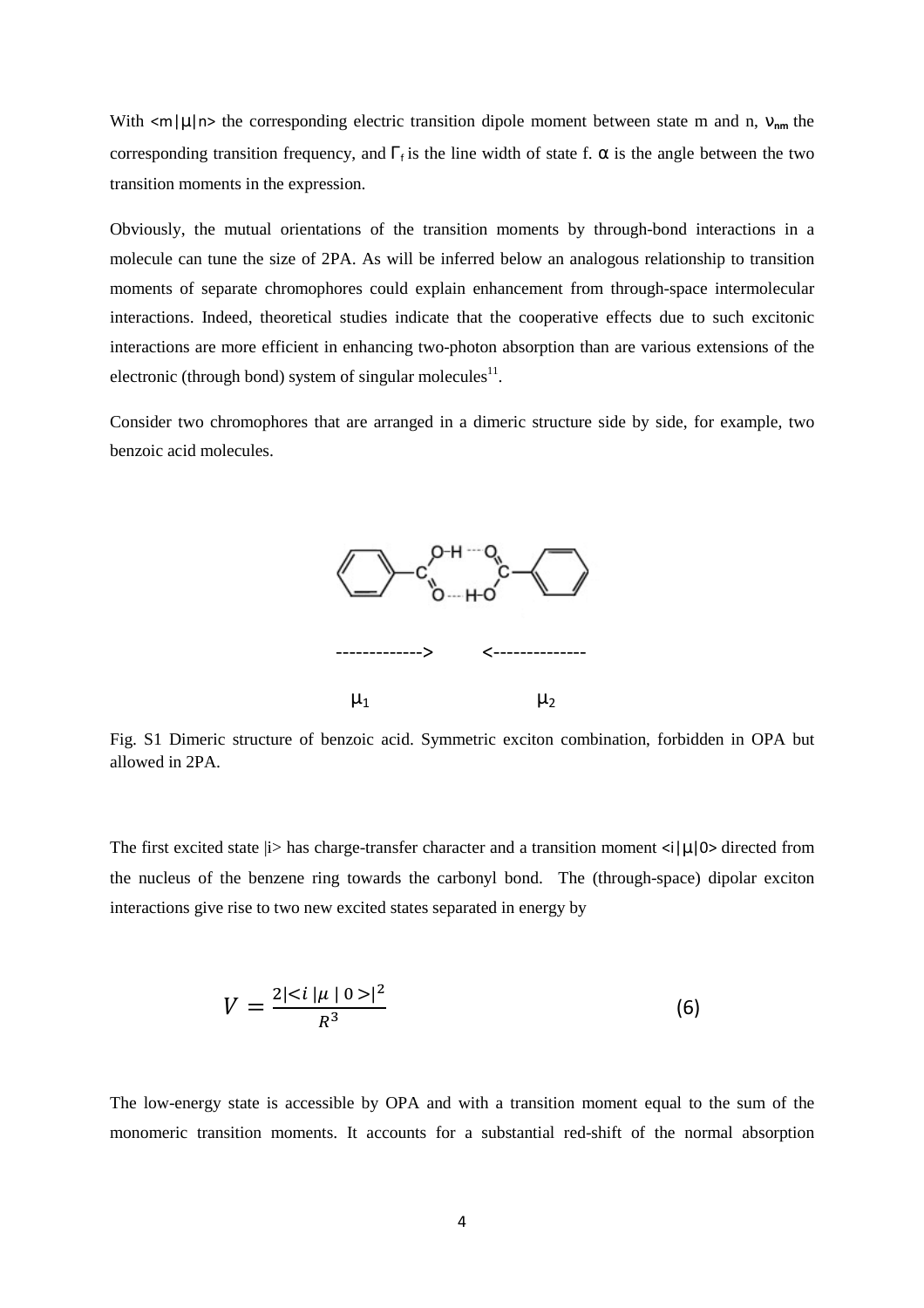With $<m|\mu|n>$ the corresponding electric transition dipole moment between state m and n, $\nu_{nm}$ the corresponding transition frequency, and $\Gamma_f$ is the line width of state f. $\alpha$ is the angle between the two transition moments in the expression.

Obviously, the mutual orientations of the transition moments by through-bond interactions in a molecule can tune the size of 2PA. As will be inferred below an analogous relationship to transition moments of separate chromophores could explain enhancement from through-space intermolecular interactions. Indeed, theoretical studies indicate that the cooperative effects due to such excitonic interactions are more efficient in enhancing two-photon absorption than are various extensions of the electronic (through bond) system of singular molecules[11].

Consider two chromophores that are arranged in a dimeric structure side by side, for example, two benzoic acid molecules.

Fig. S1 Dimeric structure of benzoic acid. Symmetric exciton combination, forbidden in OPA but allowed in 2PA.

The first excited state $|i>$ has charge-transfer character and a transition moment $<i|\mu|0>$ directed from the nucleus of the benzene ring towards the carbonyl bond. The (through-space) dipolar exciton interactions give rise to two new excited states separated in energy by

$$V = \frac{2|<i\,|\mu\,|\,0>|^2}{R^3} \qquad (6)$$

The low-energy state is accessible by OPA and with a transition moment equal to the sum of the monomeric transition moments. It accounts for a substantial red-shift of the normal absorption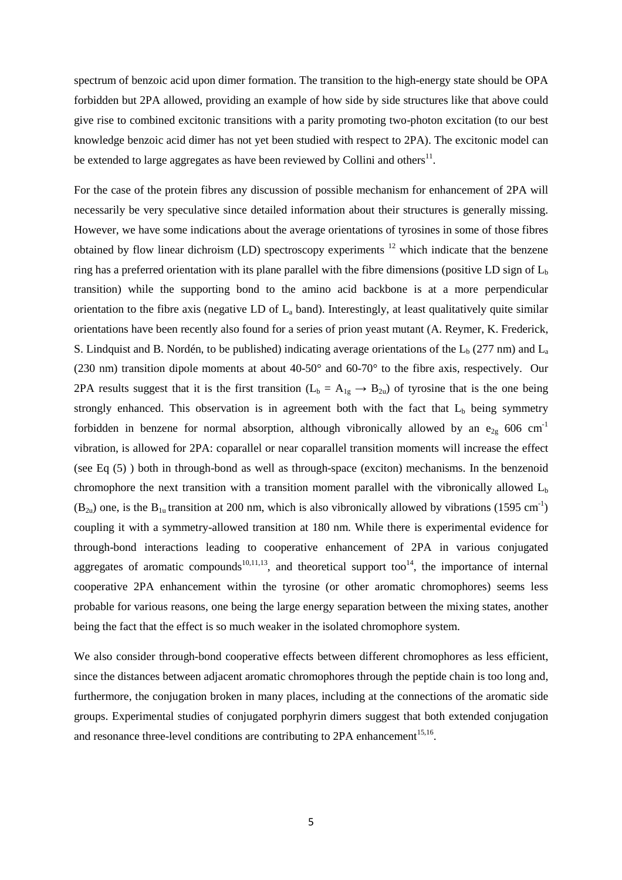spectrum of benzoic acid upon dimer formation. The transition to the high-energy state should be OPA forbidden but 2PA allowed, providing an example of how side by side structures like that above could give rise to combined excitonic transitions with a parity promoting two-photon excitation (to our best knowledge benzoic acid dimer has not yet been studied with respect to 2PA). The excitonic model can be extended to large aggregates as have been reviewed by Collini and others[11].

For the case of the protein fibres any discussion of possible mechanism for enhancement of 2PA will necessarily be very speculative since detailed information about their structures is generally missing. However, we have some indications about the average orientations of tyrosines in some of those fibres obtained by flow linear dichroism (LD) spectroscopy experiments [12] which indicate that the benzene ring has a preferred orientation with its plane parallel with the fibre dimensions (positive LD sign of $L_b$ transition) while the supporting bond to the amino acid backbone is at a more perpendicular orientation to the fibre axis (negative LD of $L_a$ band). Interestingly, at least qualitatively quite similar orientations have been recently also found for a series of prion yeast mutant (A. Reymer, K. Frederick, S. Lindquist and B. Nordén, to be published) indicating average orientations of the $L_b$ (277 nm) and $L_a$ (230 nm) transition dipole moments at about 40-50° and 60-70° to the fibre axis, respectively. Our 2PA results suggest that it is the first transition ($L_b = A_{1g} \rightarrow B_{2u}$) of tyrosine that is the one being strongly enhanced. This observation is in agreement both with the fact that $L_b$ being symmetry forbidden in benzene for normal absorption, although vibronically allowed by an $e_{2g}$ 606 $cm^{-1}$ vibration, is allowed for 2PA: coparallel or near coparallel transition moments will increase the effect (see Eq (5) ) both in through-bond as well as through-space (exciton) mechanisms. In the benzenoid chromophore the next transition with a transition moment parallel with the vibronically allowed $L_b$ ($B_{2u}$) one, is the $B_{1u}$ transition at 200 nm, which is also vibronically allowed by vibrations (1595 $cm^{-1}$) coupling it with a symmetry-allowed transition at 180 nm. While there is experimental evidence for through-bond interactions leading to cooperative enhancement of 2PA in various conjugated aggregates of aromatic compounds[10,11,13], and theoretical support too[14], the importance of internal cooperative 2PA enhancement within the tyrosine (or other aromatic chromophores) seems less probable for various reasons, one being the large energy separation between the mixing states, another being the fact that the effect is so much weaker in the isolated chromophore system.

We also consider through-bond cooperative effects between different chromophores as less efficient, since the distances between adjacent aromatic chromophores through the peptide chain is too long and, furthermore, the conjugation broken in many places, including at the connections of the aromatic side groups. Experimental studies of conjugated porphyrin dimers suggest that both extended conjugation and resonance three-level conditions are contributing to 2PA enhancement[15,16].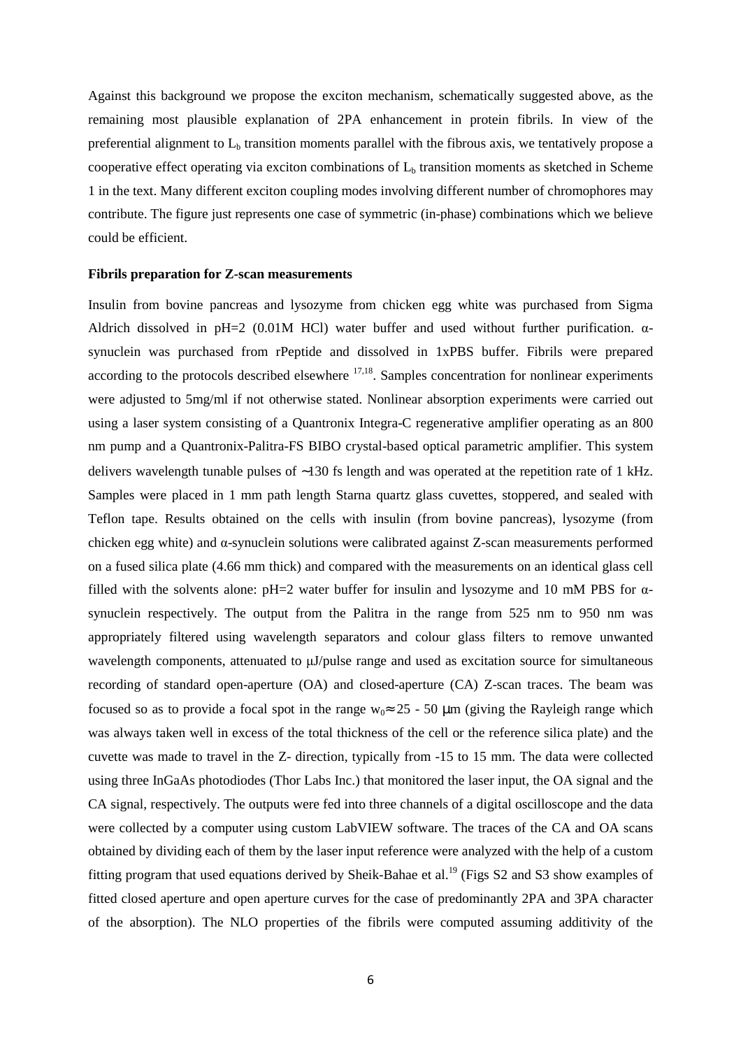Against this background we propose the exciton mechanism, schematically suggested above, as the remaining most plausible explanation of 2PA enhancement in protein fibrils. In view of the preferential alignment to $L_b$ transition moments parallel with the fibrous axis, we tentatively propose a cooperative effect operating via exciton combinations of $L_b$ transition moments as sketched in Scheme 1 in the text. Many different exciton coupling modes involving different number of chromophores may contribute. The figure just represents one case of symmetric (in-phase) combinations which we believe could be efficient.

**Fibrils preparation for Z-scan measurements**

Insulin from bovine pancreas and lysozyme from chicken egg white was purchased from Sigma Aldrich dissolved in pH=2 (0.01M HCl) water buffer and used without further purification. α-synuclein was purchased from rPeptide and dissolved in 1xPBS buffer. Fibrils were prepared according to the protocols described elsewhere [17,18]. Samples concentration for nonlinear experiments were adjusted to 5mg/ml if not otherwise stated. Nonlinear absorption experiments were carried out using a laser system consisting of a Quantronix Integra-C regenerative amplifier operating as an 800 nm pump and a Quantronix-Palitra-FS BIBO crystal-based optical parametric amplifier. This system delivers wavelength tunable pulses of ~130 fs length and was operated at the repetition rate of 1 kHz. Samples were placed in 1 mm path length Starna quartz glass cuvettes, stoppered, and sealed with Teflon tape. Results obtained on the cells with insulin (from bovine pancreas), lysozyme (from chicken egg white) and α-synuclein solutions were calibrated against Z-scan measurements performed on a fused silica plate (4.66 mm thick) and compared with the measurements on an identical glass cell filled with the solvents alone: pH=2 water buffer for insulin and lysozyme and 10 mM PBS for α-synuclein respectively. The output from the Palitra in the range from 525 nm to 950 nm was appropriately filtered using wavelength separators and colour glass filters to remove unwanted wavelength components, attenuated to μJ/pulse range and used as excitation source for simultaneous recording of standard open-aperture (OA) and closed-aperture (CA) Z-scan traces. The beam was focused so as to provide a focal spot in the range $w_0 \approx 25$ - 50 μm (giving the Rayleigh range which was always taken well in excess of the total thickness of the cell or the reference silica plate) and the cuvette was made to travel in the Z- direction, typically from -15 to 15 mm. The data were collected using three InGaAs photodiodes (Thor Labs Inc.) that monitored the laser input, the OA signal and the CA signal, respectively. The outputs were fed into three channels of a digital oscilloscope and the data were collected by a computer using custom LabVIEW software. The traces of the CA and OA scans obtained by dividing each of them by the laser input reference were analyzed with the help of a custom fitting program that used equations derived by Sheik-Bahae et al.[19] (Figs S2 and S3 show examples of fitted closed aperture and open aperture curves for the case of predominantly 2PA and 3PA character of the absorption). The NLO properties of the fibrils were computed assuming additivity of the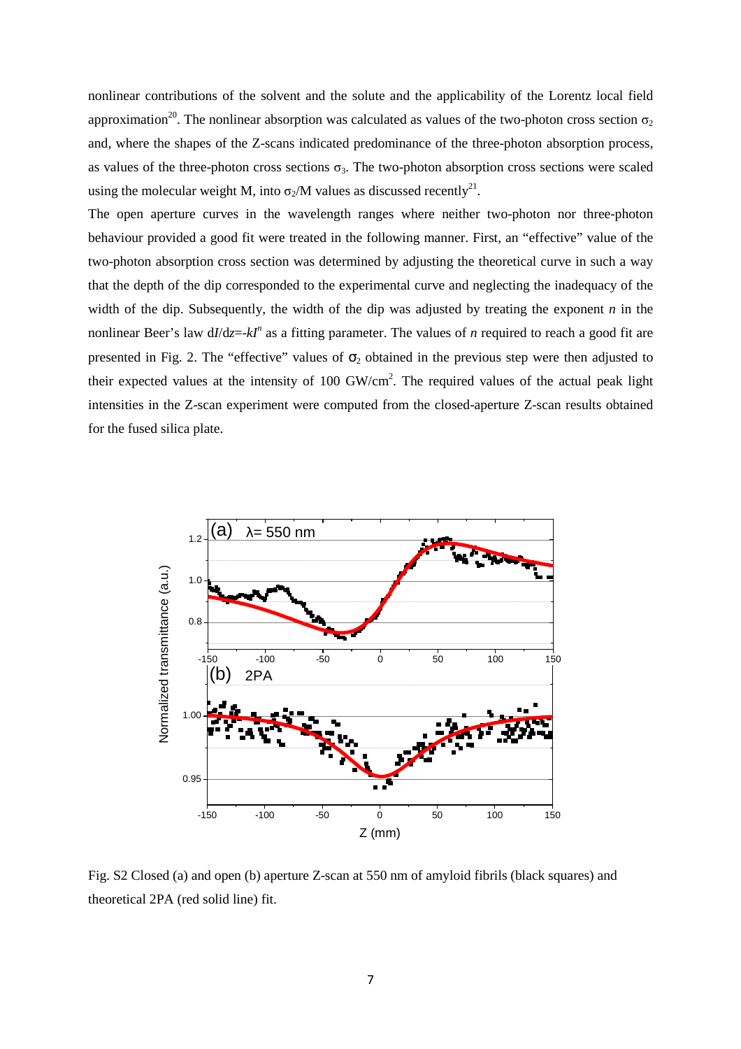nonlinear contributions of the solvent and the solute and the applicability of the Lorentz local field approximation[20]. The nonlinear absorption was calculated as values of the two-photon cross section $\sigma_2$ and, where the shapes of the Z-scans indicated predominance of the three-photon absorption process, as values of the three-photon cross sections $\sigma_3$. The two-photon absorption cross sections were scaled using the molecular weight M, into $\sigma_2$/M values as discussed recently[21].

The open aperture curves in the wavelength ranges where neither two-photon nor three-photon behaviour provided a good fit were treated in the following manner. First, an "effective" value of the two-photon absorption cross section was determined by adjusting the theoretical curve in such a way that the depth of the dip corresponded to the experimental curve and neglecting the inadequacy of the width of the dip. Subsequently, the width of the dip was adjusted by treating the exponent *n* in the nonlinear Beer's law $dI/dz=-kI^n$ as a fitting parameter. The values of *n* required to reach a good fit are presented in Fig. 2. The "effective" values of $\sigma_2$ obtained in the previous step were then adjusted to their expected values at the intensity of 100 GW/cm$^2$. The required values of the actual peak light intensities in the Z-scan experiment were computed from the closed-aperture Z-scan results obtained for the fused silica plate.

Fig. S2 Closed (a) and open (b) aperture Z-scan at 550 nm of amyloid fibrils (black squares) and theoretical 2PA (red solid line) fit.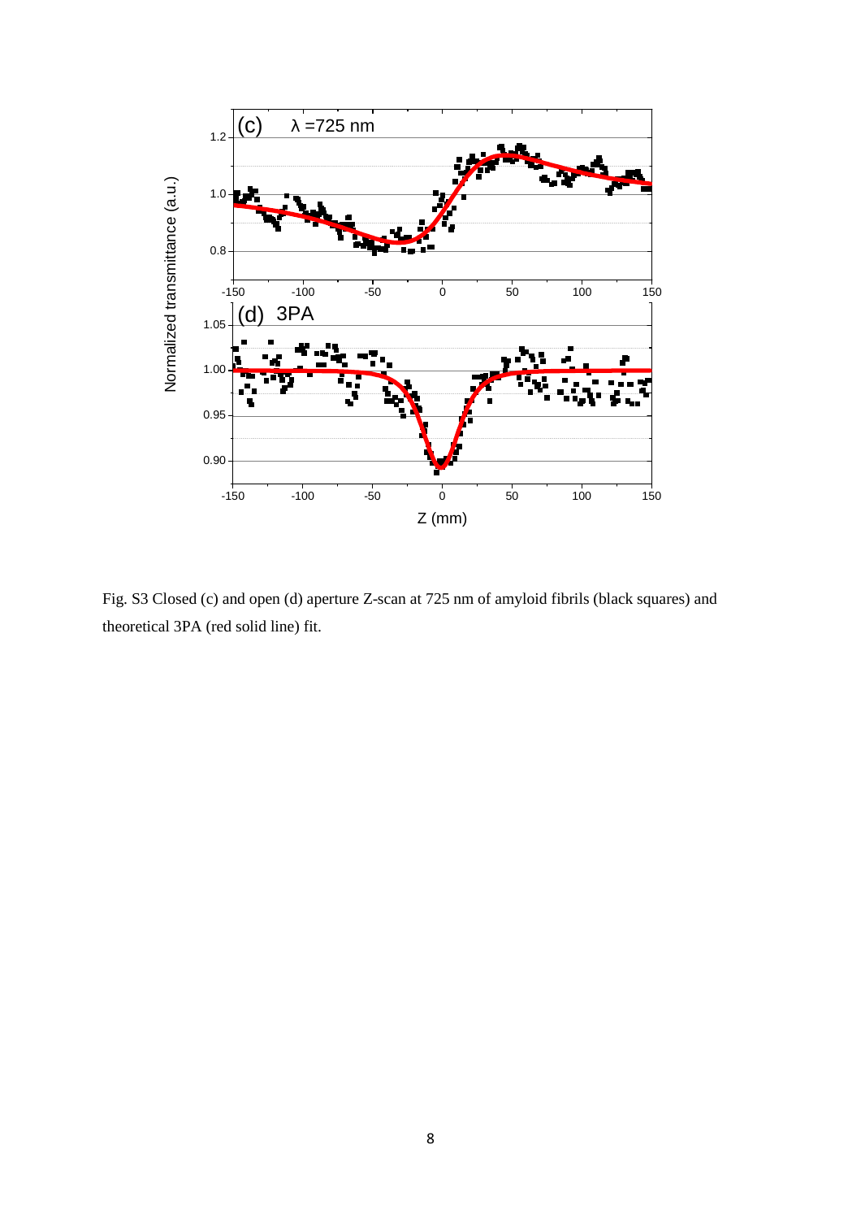Fig. S3 Closed (c) and open (d) aperture Z-scan at 725 nm of amyloid fibrils (black squares) and theoretical 3PA (red solid line) fit.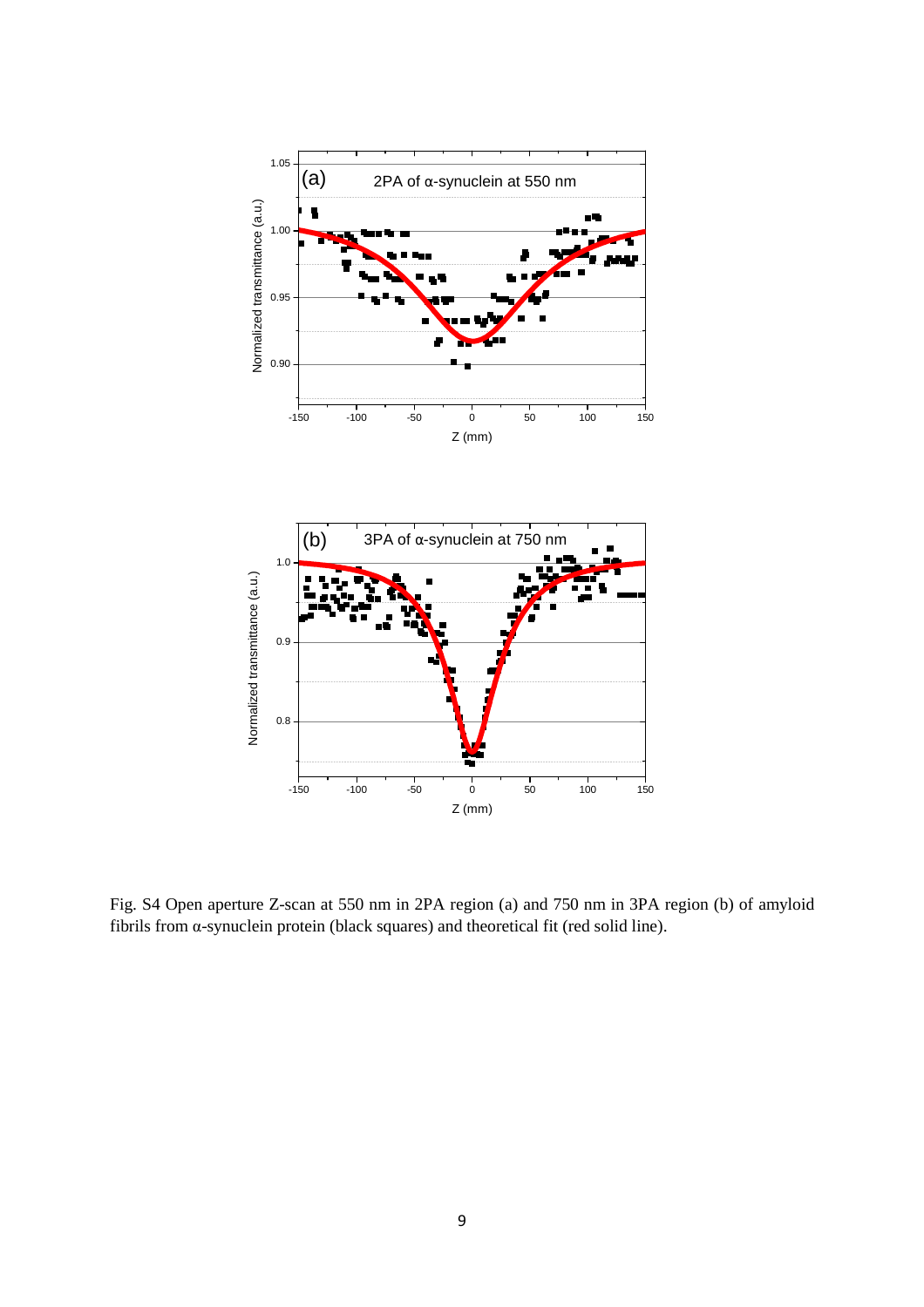Fig. S4 Open aperture Z-scan at 550 nm in 2PA region (a) and 750 nm in 3PA region (b) of amyloid fibrils from α-synuclein protein (black squares) and theoretical fit (red solid line).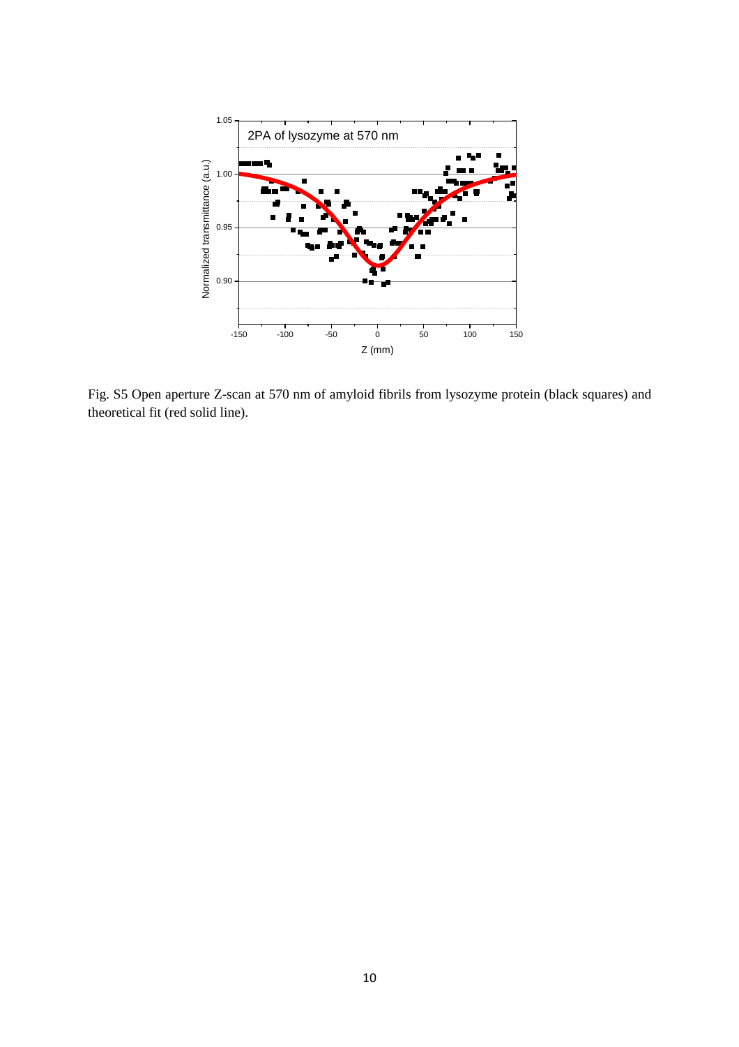Fig. S5 Open aperture Z-scan at 570 nm of amyloid fibrils from lysozyme protein (black squares) and theoretical fit (red solid line).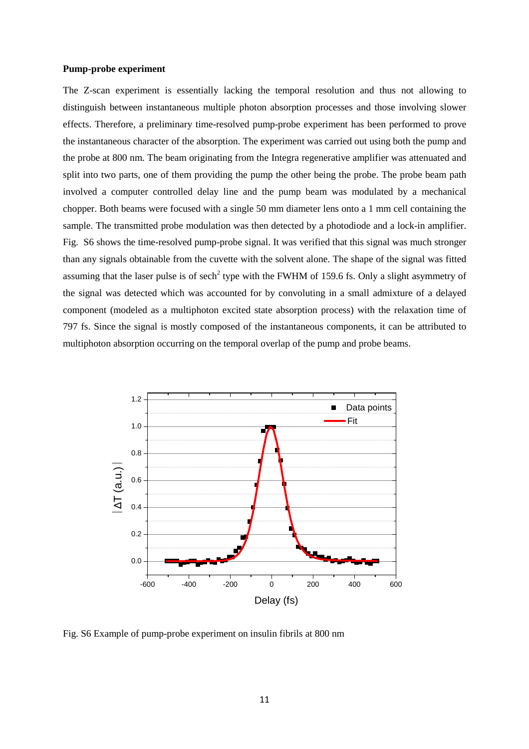**Pump-probe experiment**

The Z-scan experiment is essentially lacking the temporal resolution and thus not allowing to distinguish between instantaneous multiple photon absorption processes and those involving slower effects. Therefore, a preliminary time-resolved pump-probe experiment has been performed to prove the instantaneous character of the absorption. The experiment was carried out using both the pump and the probe at 800 nm. The beam originating from the Integra regenerative amplifier was attenuated and split into two parts, one of them providing the pump the other being the probe. The probe beam path involved a computer controlled delay line and the pump beam was modulated by a mechanical chopper. Both beams were focused with a single 50 mm diameter lens onto a 1 mm cell containing the sample. The transmitted probe modulation was then detected by a photodiode and a lock-in amplifier. Fig. S6 shows the time-resolved pump-probe signal. It was verified that this signal was much stronger than any signals obtainable from the cuvette with the solvent alone. The shape of the signal was fitted assuming that the laser pulse is of $sech^2$ type with the FWHM of 159.6 fs. Only a slight asymmetry of the signal was detected which was accounted for by convoluting in a small admixture of a delayed component (modeled as a multiphoton excited state absorption process) with the relaxation time of 797 fs. Since the signal is mostly composed of the instantaneous components, it can be attributed to multiphoton absorption occurring on the temporal overlap of the pump and probe beams.

Fig. S6 Example of pump-probe experiment on insulin fibrils at 800 nm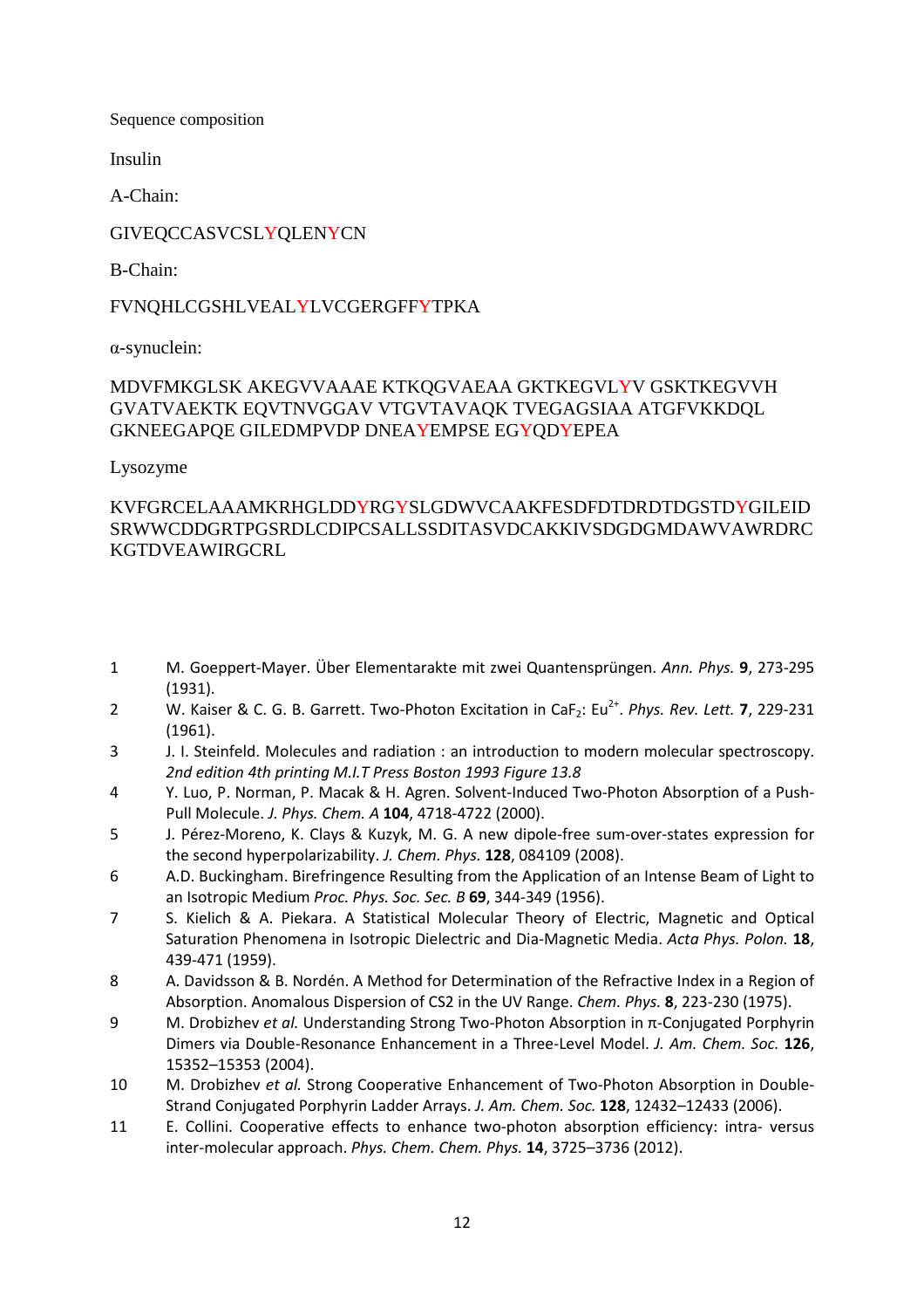Sequence composition

Insulin

A-Chain:

GIVEQCCASVCSLYQLENYCN

B-Chain:

FVNQHLCGSHLVEALYLVCGERGFFYTPKA

α-synuclein:

MDVFMKGLSK AKEGVVAAAE KTKQGVAEAA GKTKEGVLYV GSKTKEGVVH GVATVAEKTK EQVTNVGGAV VTGVTAVAQK TVEGAGSIAA ATGFVKKDQL GKNEEGAPQE GILEDMPVDP DNEAYEMPSE EGYQDYEPEA

Lysozyme

KVFGRCELAAAMKRHGLDDYRGYSLGDWVCAAKFESDFDTDRDTDGSTDYGILEID SRWWCDDGRTPGSRDLCDIPCSALLSSDITASVDCAKKIVSDGDGMDAWVAWRDRC KGTDVEAWIRGCRL

1. M. Goeppert-Mayer. Über Elementarakte mit zwei Quantensprüngen. *Ann. Phys.* **9**, 273-295 (1931).
2. W. Kaiser & C. G. B. Garrett. Two-Photon Excitation in $CaF_2$: $Eu^{2+}$. *Phys. Rev. Lett.* **7**, 229-231 (1961).
3. J. I. Steinfeld. Molecules and radiation : an introduction to modern molecular spectroscopy. *2nd edition 4th printing M.I.T Press Boston 1993 Figure 13.8*
4. Y. Luo, P. Norman, P. Macak & H. Agren. Solvent-Induced Two-Photon Absorption of a Push-Pull Molecule. *J. Phys. Chem. A* **104**, 4718-4722 (2000).
5. J. Pérez-Moreno, K. Clays & Kuzyk, M. G. A new dipole-free sum-over-states expression for the second hyperpolarizability. *J. Chem. Phys.* **128**, 084109 (2008).
6. A.D. Buckingham. Birefringence Resulting from the Application of an Intense Beam of Light to an Isotropic Medium *Proc. Phys. Soc. Sec. B* **69**, 344-349 (1956).
7. S. Kielich & A. Piekara. A Statistical Molecular Theory of Electric, Magnetic and Optical Saturation Phenomena in Isotropic Dielectric and Dia-Magnetic Media. *Acta Phys. Polon.* **18**, 439-471 (1959).
8. A. Davidsson & B. Nordén. A Method for Determination of the Refractive Index in a Region of Absorption. Anomalous Dispersion of CS2 in the UV Range. *Chem. Phys.* **8**, 223-230 (1975).
9. M. Drobizhev *et al.* Understanding Strong Two-Photon Absorption in π-Conjugated Porphyrin Dimers via Double-Resonance Enhancement in a Three-Level Model. *J. Am. Chem. Soc.* **126**, 15352–15353 (2004).
10. M. Drobizhev *et al.* Strong Cooperative Enhancement of Two-Photon Absorption in Double-Strand Conjugated Porphyrin Ladder Arrays. *J. Am. Chem. Soc.* **128**, 12432–12433 (2006).
11. E. Collini. Cooperative effects to enhance two-photon absorption efficiency: intra- versus inter-molecular approach. *Phys. Chem. Chem. Phys.* **14**, 3725–3736 (2012).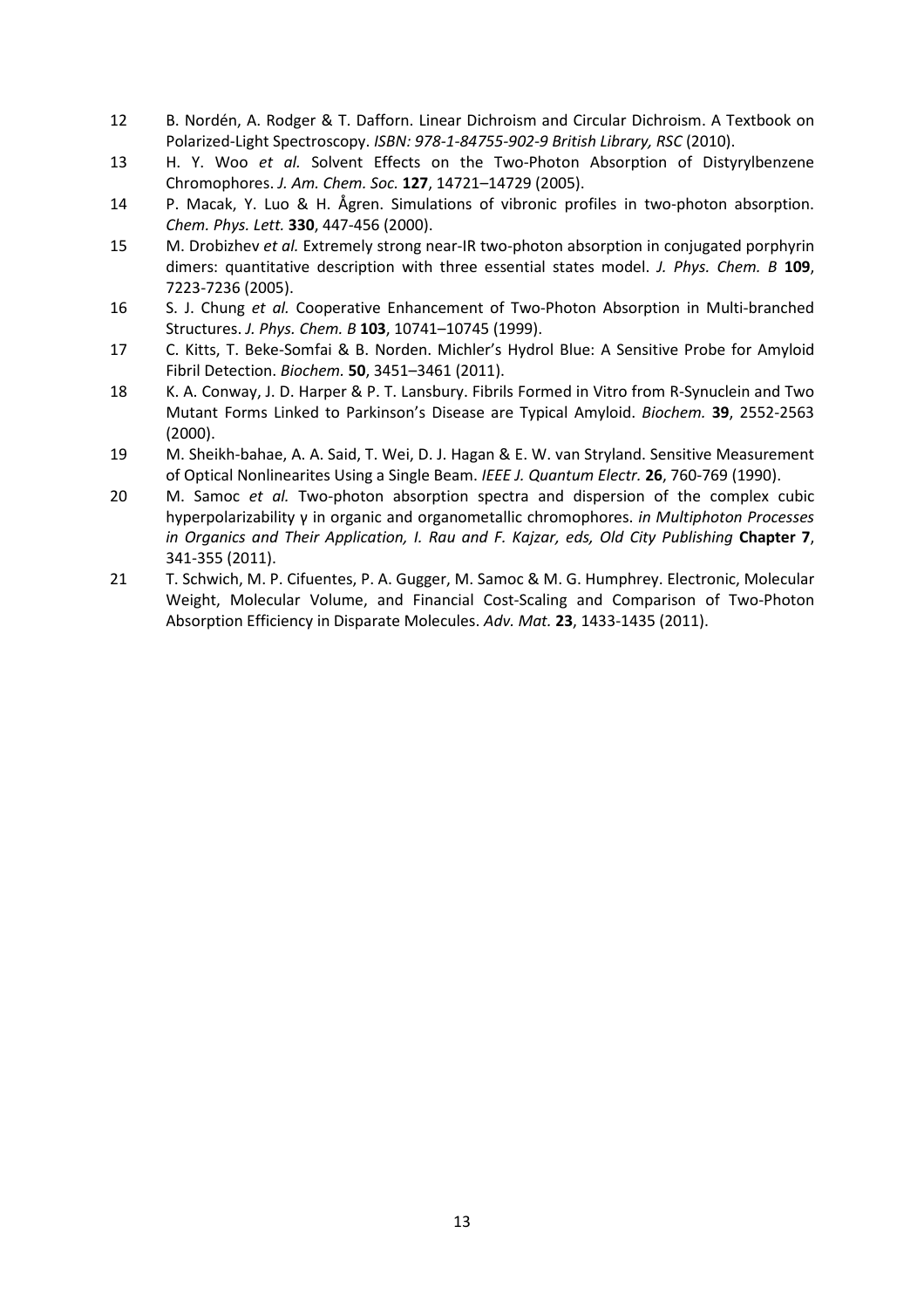12 B. Nordén, A. Rodger & T. Dafforn. Linear Dichroism and Circular Dichroism. A Textbook on Polarized-Light Spectroscopy. *ISBN: 978-1-84755-902-9 British Library, RSC* (2010).

13 H. Y. Woo *et al.* Solvent Effects on the Two-Photon Absorption of Distyrylbenzene Chromophores. *J. Am. Chem. Soc.* **127**, 14721–14729 (2005).

14 P. Macak, Y. Luo & H. Ågren. Simulations of vibronic profiles in two-photon absorption. *Chem. Phys. Lett.* **330**, 447-456 (2000).

15 M. Drobizhev *et al.* Extremely strong near-IR two-photon absorption in conjugated porphyrin dimers: quantitative description with three essential states model. *J. Phys. Chem. B* **109**, 7223-7236 (2005).

16 S. J. Chung *et al.* Cooperative Enhancement of Two-Photon Absorption in Multi-branched Structures. *J. Phys. Chem. B* **103**, 10741–10745 (1999).

17 C. Kitts, T. Beke-Somfai & B. Norden. Michler's Hydrol Blue: A Sensitive Probe for Amyloid Fibril Detection. *Biochem.* **50**, 3451–3461 (2011).

18 K. A. Conway, J. D. Harper & P. T. Lansbury. Fibrils Formed in Vitro from R-Synuclein and Two Mutant Forms Linked to Parkinson's Disease are Typical Amyloid. *Biochem.* **39**, 2552-2563 (2000).

19 M. Sheikh-bahae, A. A. Said, T. Wei, D. J. Hagan & E. W. van Stryland. Sensitive Measurement of Optical Nonlinearites Using a Single Beam. *IEEE J. Quantum Electr.* **26**, 760-769 (1990).

20 M. Samoc *et al.* Two-photon absorption spectra and dispersion of the complex cubic hyperpolarizability γ in organic and organometallic chromophores. *in Multiphoton Processes in Organics and Their Application, I. Rau and F. Kajzar, eds, Old City Publishing* **Chapter 7**, 341-355 (2011).

21 T. Schwich, M. P. Cifuentes, P. A. Gugger, M. Samoc & M. G. Humphrey. Electronic, Molecular Weight, Molecular Volume, and Financial Cost-Scaling and Comparison of Two-Photon Absorption Efficiency in Disparate Molecules. *Adv. Mat.* **23**, 1433-1435 (2011).